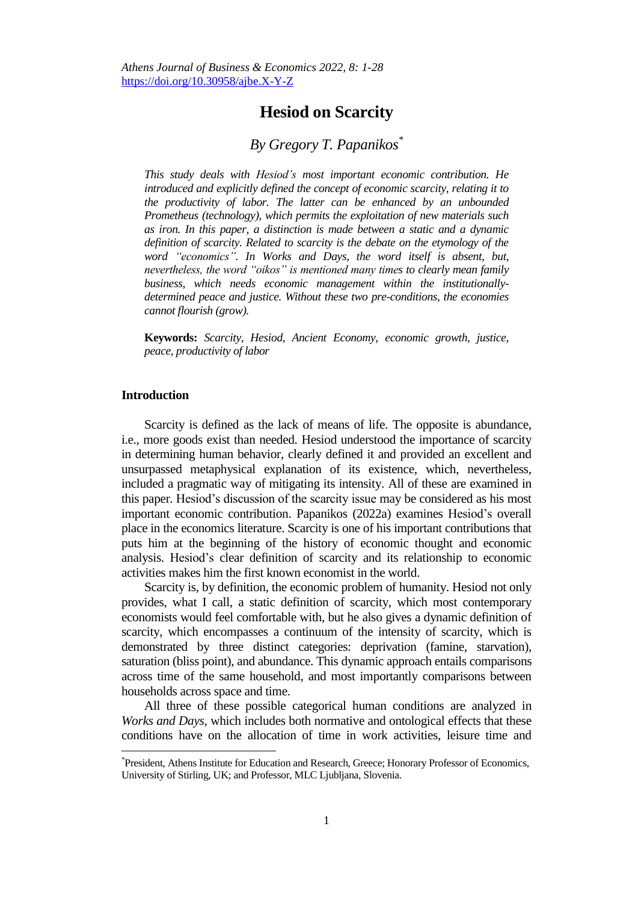*Athens Journal of Business & Economics 2022, 8: 1-28*
https://doi.org/10.30958/ajbe.X-Y-Z

# Hesiod on Scarcity

## *By Gregory T. Papanikos*[*]

*This study deals with Hesiod's most important economic contribution. He introduced and explicitly defined the concept of economic scarcity, relating it to the productivity of labor. The latter can be enhanced by an unbounded Prometheus (technology), which permits the exploitation of new materials such as iron. In this paper, a distinction is made between a static and a dynamic definition of scarcity. Related to scarcity is the debate on the etymology of the word "economics". In Works and Days, the word itself is absent, but, nevertheless, the word "oikos" is mentioned many times to clearly mean family business, which needs economic management within the institutionally-determined peace and justice. Without these two pre-conditions, the economies cannot flourish (grow).*

**Keywords:** *Scarcity, Hesiod, Ancient Economy, economic growth, justice, peace, productivity of labor*

## Introduction

Scarcity is defined as the lack of means of life. The opposite is abundance, i.e., more goods exist than needed. Hesiod understood the importance of scarcity in determining human behavior, clearly defined it and provided an excellent and unsurpassed metaphysical explanation of its existence, which, nevertheless, included a pragmatic way of mitigating its intensity. All of these are examined in this paper. Hesiod's discussion of the scarcity issue may be considered as his most important economic contribution. Papanikos (2022a) examines Hesiod's overall place in the economics literature. Scarcity is one of his important contributions that puts him at the beginning of the history of economic thought and economic analysis. Hesiod's clear definition of scarcity and its relationship to economic activities makes him the first known economist in the world.

Scarcity is, by definition, the economic problem of humanity. Hesiod not only provides, what I call, a static definition of scarcity, which most contemporary economists would feel comfortable with, but he also gives a dynamic definition of scarcity, which encompasses a continuum of the intensity of scarcity, which is demonstrated by three distinct categories: deprivation (famine, starvation), saturation (bliss point), and abundance. This dynamic approach entails comparisons across time of the same household, and most importantly comparisons between households across space and time.

All three of these possible categorical human conditions are analyzed in *Works and Days*, which includes both normative and ontological effects that these conditions have on the allocation of time in work activities, leisure time and

---

[*] President, Athens Institute for Education and Research, Greece; Honorary Professor of Economics, University of Stirling, UK; and Professor, MLC Ljubljana, Slovenia.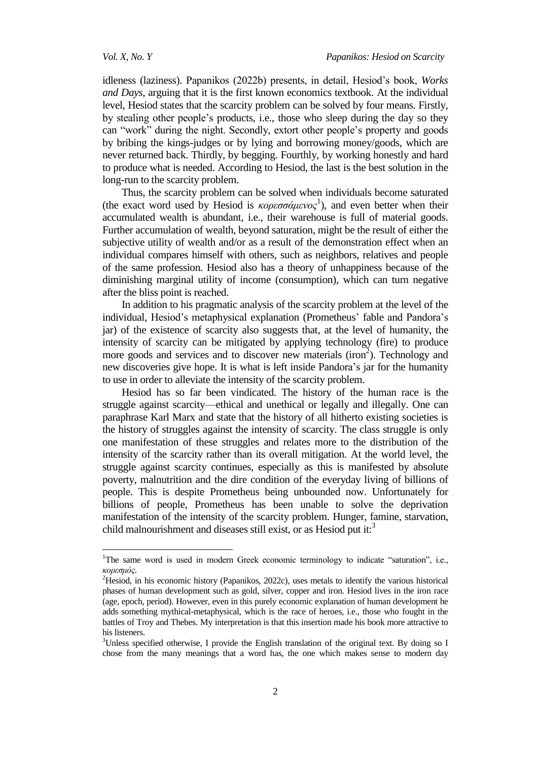idleness (laziness). Papanikos (2022b) presents, in detail, Hesiod's book, *Works and Days*, arguing that it is the first known economics textbook. At the individual level, Hesiod states that the scarcity problem can be solved by four means. Firstly, by stealing other people's products, i.e., those who sleep during the day so they can "work" during the night. Secondly, extort other people's property and goods by bribing the kings-judges or by lying and borrowing money/goods, which are never returned back. Thirdly, by begging. Fourthly, by working honestly and hard to produce what is needed. According to Hesiod, the last is the best solution in the long-run to the scarcity problem.

Thus, the scarcity problem can be solved when individuals become saturated (the exact word used by Hesiod is *κορεσσάμενος*[1]), and even better when their accumulated wealth is abundant, i.e., their warehouse is full of material goods. Further accumulation of wealth, beyond saturation, might be the result of either the subjective utility of wealth and/or as a result of the demonstration effect when an individual compares himself with others, such as neighbors, relatives and people of the same profession. Hesiod also has a theory of unhappiness because of the diminishing marginal utility of income (consumption), which can turn negative after the bliss point is reached.

In addition to his pragmatic analysis of the scarcity problem at the level of the individual, Hesiod's metaphysical explanation (Prometheus' fable and Pandora's jar) of the existence of scarcity also suggests that, at the level of humanity, the intensity of scarcity can be mitigated by applying technology (fire) to produce more goods and services and to discover new materials (iron[2]). Technology and new discoveries give hope. It is what is left inside Pandora's jar for the humanity to use in order to alleviate the intensity of the scarcity problem.

Hesiod has so far been vindicated. The history of the human race is the struggle against scarcity—ethical and unethical or legally and illegally. One can paraphrase Karl Marx and state that the history of all hitherto existing societies is the history of struggles against the intensity of scarcity. The class struggle is only one manifestation of these struggles and relates more to the distribution of the intensity of the scarcity rather than its overall mitigation. At the world level, the struggle against scarcity continues, especially as this is manifested by absolute poverty, malnutrition and the dire condition of the everyday living of billions of people. This is despite Prometheus being unbounded now. Unfortunately for billions of people, Prometheus has been unable to solve the deprivation manifestation of the intensity of the scarcity problem. Hunger, famine, starvation, child malnourishment and diseases still exist, or as Hesiod put it:[3]

---

[1]The same word is used in modern Greek economic terminology to indicate "saturation", i.e., *κορεσμός*.

[2]Hesiod, in his economic history (Papanikos, 2022c), uses metals to identify the various historical phases of human development such as gold, silver, copper and iron. Hesiod lives in the iron race (age, epoch, period). However, even in this purely economic explanation of human development he adds something mythical-metaphysical, which is the race of heroes, i.e., those who fought in the battles of Troy and Thebes. My interpretation is that this insertion made his book more attractive to his listeners.

[3]Unless specified otherwise, I provide the English translation of the original text. By doing so I chose from the many meanings that a word has, the one which makes sense to modern day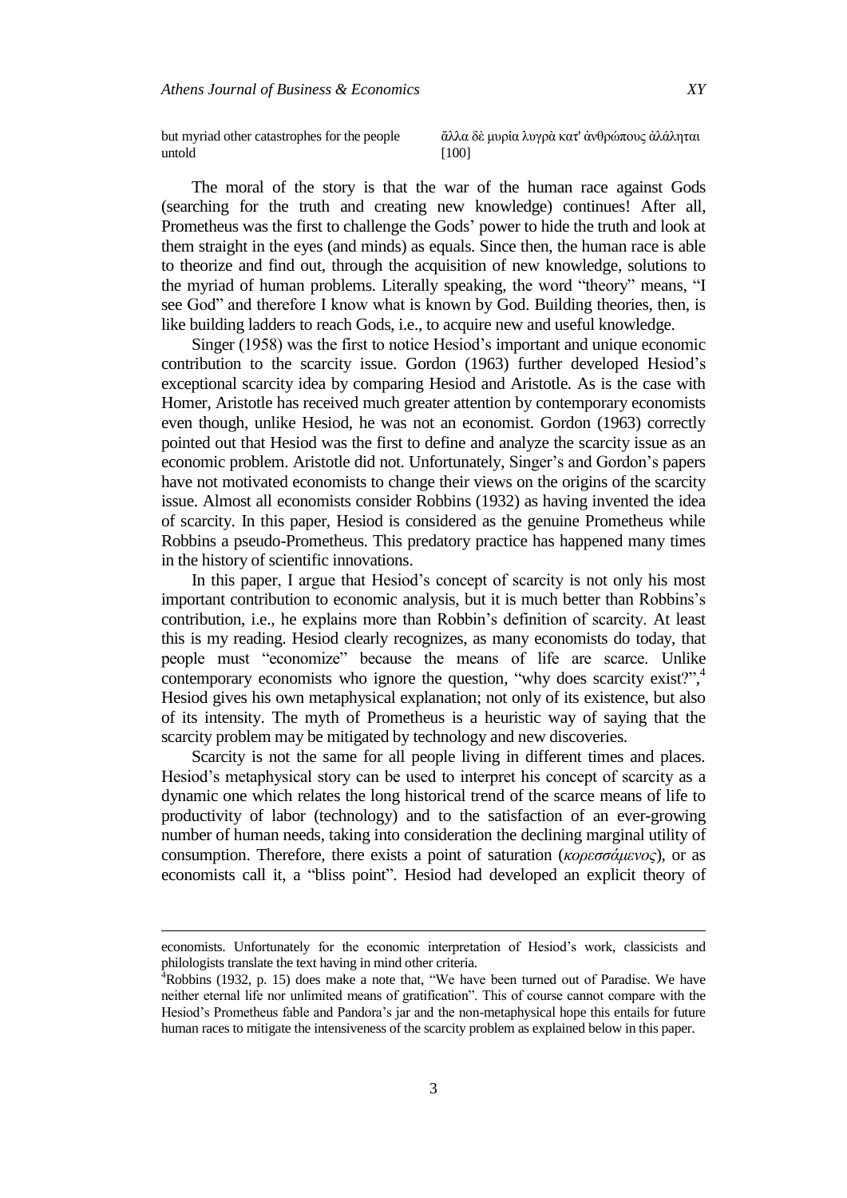| | |
|---|---|
| but myriad other catastrophes for the people untold | ἄλλα δὲ μυρία λυγρὰ κατ' ἀνθρώπους ἀλάληται [100] |

The moral of the story is that the war of the human race against Gods (searching for the truth and creating new knowledge) continues! After all, Prometheus was the first to challenge the Gods' power to hide the truth and look at them straight in the eyes (and minds) as equals. Since then, the human race is able to theorize and find out, through the acquisition of new knowledge, solutions to the myriad of human problems. Literally speaking, the word "theory" means, "I see God" and therefore I know what is known by God. Building theories, then, is like building ladders to reach Gods, i.e., to acquire new and useful knowledge.

Singer (1958) was the first to notice Hesiod's important and unique economic contribution to the scarcity issue. Gordon (1963) further developed Hesiod's exceptional scarcity idea by comparing Hesiod and Aristotle. As is the case with Homer, Aristotle has received much greater attention by contemporary economists even though, unlike Hesiod, he was not an economist. Gordon (1963) correctly pointed out that Hesiod was the first to define and analyze the scarcity issue as an economic problem. Aristotle did not. Unfortunately, Singer's and Gordon's papers have not motivated economists to change their views on the origins of the scarcity issue. Almost all economists consider Robbins (1932) as having invented the idea of scarcity. In this paper, Hesiod is considered as the genuine Prometheus while Robbins a pseudo-Prometheus. This predatory practice has happened many times in the history of scientific innovations.

In this paper, I argue that Hesiod's concept of scarcity is not only his most important contribution to economic analysis, but it is much better than Robbins's contribution, i.e., he explains more than Robbin's definition of scarcity. At least this is my reading. Hesiod clearly recognizes, as many economists do today, that people must "economize" because the means of life are scarce. Unlike contemporary economists who ignore the question, "why does scarcity exist?",[4] Hesiod gives his own metaphysical explanation; not only of its existence, but also of its intensity. The myth of Prometheus is a heuristic way of saying that the scarcity problem may be mitigated by technology and new discoveries.

Scarcity is not the same for all people living in different times and places. Hesiod's metaphysical story can be used to interpret his concept of scarcity as a dynamic one which relates the long historical trend of the scarce means of life to productivity of labor (technology) and to the satisfaction of an ever-growing number of human needs, taking into consideration the declining marginal utility of consumption. Therefore, there exists a point of saturation (*κορεσσάμενος*), or as economists call it, a "bliss point". Hesiod had developed an explicit theory of

---

economists. Unfortunately for the economic interpretation of Hesiod's work, classicists and philologists translate the text having in mind other criteria.

[4] Robbins (1932, p. 15) does make a note that, "We have been turned out of Paradise. We have neither eternal life nor unlimited means of gratification". This of course cannot compare with the Hesiod's Prometheus fable and Pandora's jar and the non-metaphysical hope this entails for future human races to mitigate the intensiveness of the scarcity problem as explained below in this paper.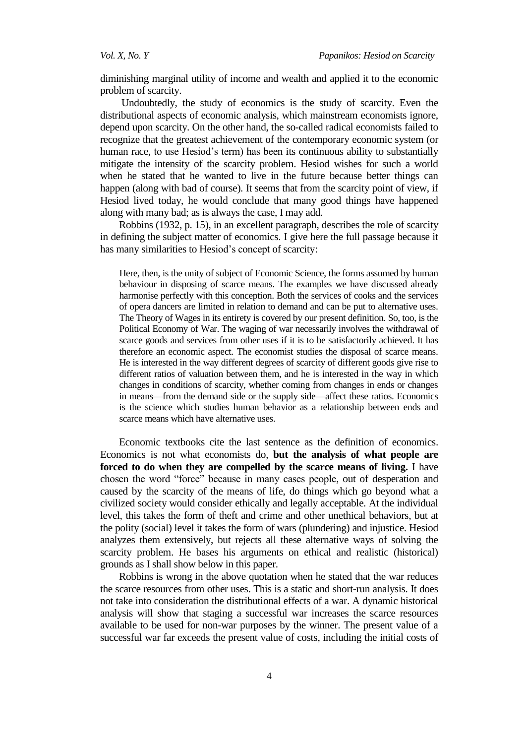diminishing marginal utility of income and wealth and applied it to the economic problem of scarcity.

Undoubtedly, the study of economics is the study of scarcity. Even the distributional aspects of economic analysis, which mainstream economists ignore, depend upon scarcity. On the other hand, the so-called radical economists failed to recognize that the greatest achievement of the contemporary economic system (or human race, to use Hesiod's term) has been its continuous ability to substantially mitigate the intensity of the scarcity problem. Hesiod wishes for such a world when he stated that he wanted to live in the future because better things can happen (along with bad of course). It seems that from the scarcity point of view, if Hesiod lived today, he would conclude that many good things have happened along with many bad; as is always the case, I may add.

Robbins (1932, p. 15), in an excellent paragraph, describes the role of scarcity in defining the subject matter of economics. I give here the full passage because it has many similarities to Hesiod's concept of scarcity:

> Here, then, is the unity of subject of Economic Science, the forms assumed by human behaviour in disposing of scarce means. The examples we have discussed already harmonise perfectly with this conception. Both the services of cooks and the services of opera dancers are limited in relation to demand and can be put to alternative uses. The Theory of Wages in its entirety is covered by our present definition. So, too, is the Political Economy of War. The waging of war necessarily involves the withdrawal of scarce goods and services from other uses if it is to be satisfactorily achieved. It has therefore an economic aspect. The economist studies the disposal of scarce means. He is interested in the way different degrees of scarcity of different goods give rise to different ratios of valuation between them, and he is interested in the way in which changes in conditions of scarcity, whether coming from changes in ends or changes in means—from the demand side or the supply side—affect these ratios. Economics is the science which studies human behavior as a relationship between ends and scarce means which have alternative uses.

Economic textbooks cite the last sentence as the definition of economics. Economics is not what economists do, **but the analysis of what people are forced to do when they are compelled by the scarce means of living.** I have chosen the word "force" because in many cases people, out of desperation and caused by the scarcity of the means of life, do things which go beyond what a civilized society would consider ethically and legally acceptable. At the individual level, this takes the form of theft and crime and other unethical behaviors, but at the polity (social) level it takes the form of wars (plundering) and injustice. Hesiod analyzes them extensively, but rejects all these alternative ways of solving the scarcity problem. He bases his arguments on ethical and realistic (historical) grounds as I shall show below in this paper.

Robbins is wrong in the above quotation when he stated that the war reduces the scarce resources from other uses. This is a static and short-run analysis. It does not take into consideration the distributional effects of a war. A dynamic historical analysis will show that staging a successful war increases the scarce resources available to be used for non-war purposes by the winner. The present value of a successful war far exceeds the present value of costs, including the initial costs of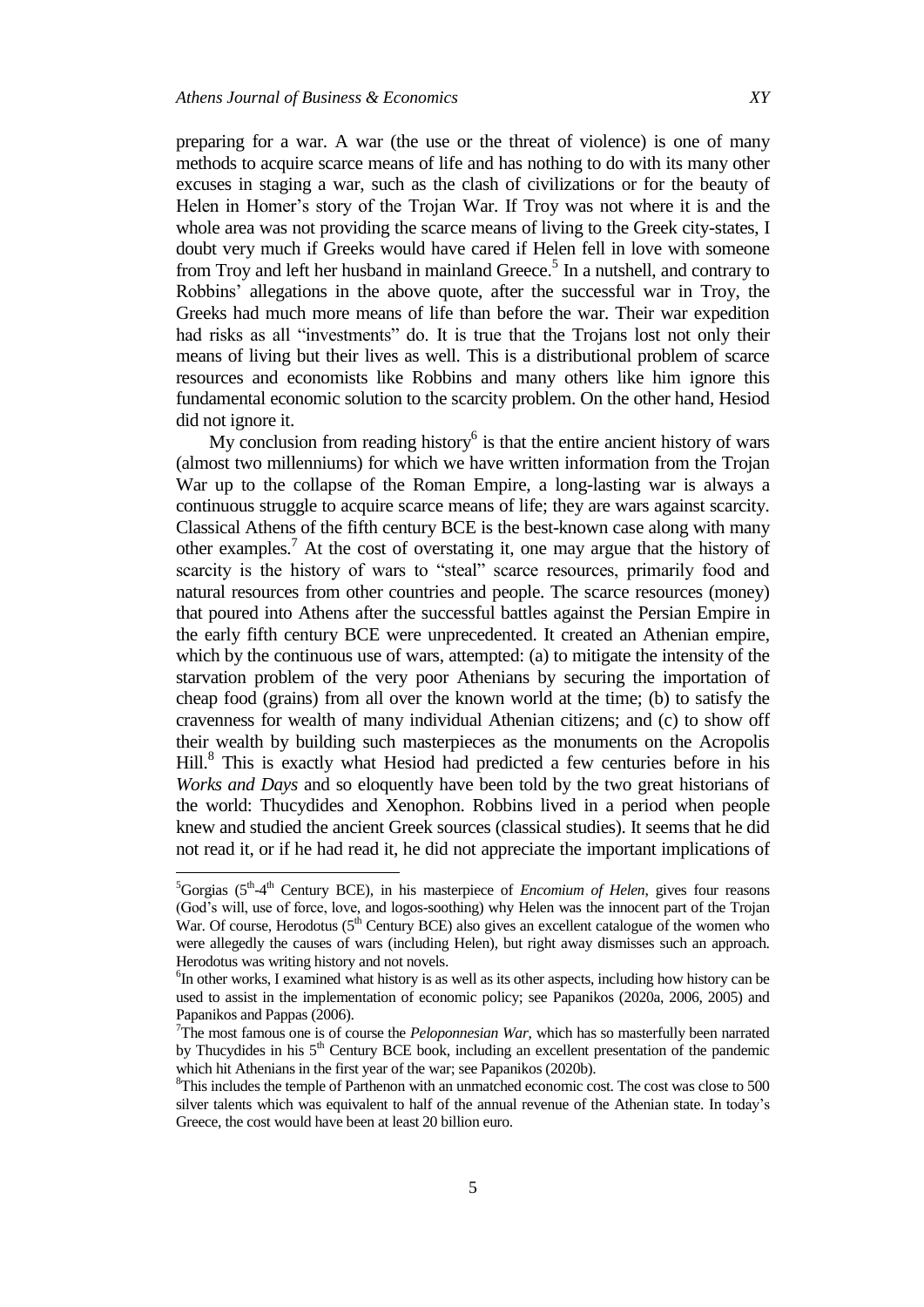preparing for a war. A war (the use or the threat of violence) is one of many methods to acquire scarce means of life and has nothing to do with its many other excuses in staging a war, such as the clash of civilizations or for the beauty of Helen in Homer's story of the Trojan War. If Troy was not where it is and the whole area was not providing the scarce means of living to the Greek city-states, I doubt very much if Greeks would have cared if Helen fell in love with someone from Troy and left her husband in mainland Greece.[5] In a nutshell, and contrary to Robbins' allegations in the above quote, after the successful war in Troy, the Greeks had much more means of life than before the war. Their war expedition had risks as all "investments" do. It is true that the Trojans lost not only their means of living but their lives as well. This is a distributional problem of scarce resources and economists like Robbins and many others like him ignore this fundamental economic solution to the scarcity problem. On the other hand, Hesiod did not ignore it.

My conclusion from reading history[6] is that the entire ancient history of wars (almost two millenniums) for which we have written information from the Trojan War up to the collapse of the Roman Empire, a long-lasting war is always a continuous struggle to acquire scarce means of life; they are wars against scarcity. Classical Athens of the fifth century BCE is the best-known case along with many other examples.[7] At the cost of overstating it, one may argue that the history of scarcity is the history of wars to "steal" scarce resources, primarily food and natural resources from other countries and people. The scarce resources (money) that poured into Athens after the successful battles against the Persian Empire in the early fifth century BCE were unprecedented. It created an Athenian empire, which by the continuous use of wars, attempted: (a) to mitigate the intensity of the starvation problem of the very poor Athenians by securing the importation of cheap food (grains) from all over the known world at the time; (b) to satisfy the cravenness for wealth of many individual Athenian citizens; and (c) to show off their wealth by building such masterpieces as the monuments on the Acropolis Hill.[8] This is exactly what Hesiod had predicted a few centuries before in his *Works and Days* and so eloquently have been told by the two great historians of the world: Thucydides and Xenophon. Robbins lived in a period when people knew and studied the ancient Greek sources (classical studies). It seems that he did not read it, or if he had read it, he did not appreciate the important implications of

---

[5] Gorgias (5th-4th Century BCE), in his masterpiece of *Encomium of Helen*, gives four reasons (God's will, use of force, love, and logos-soothing) why Helen was the innocent part of the Trojan War. Of course, Herodotus (5th Century BCE) also gives an excellent catalogue of the women who were allegedly the causes of wars (including Helen), but right away dismisses such an approach. Herodotus was writing history and not novels.

[6] In other works, I examined what history is as well as its other aspects, including how history can be used to assist in the implementation of economic policy; see Papanikos (2020a, 2006, 2005) and Papanikos and Pappas (2006).

[7] The most famous one is of course the *Peloponnesian War*, which has so masterfully been narrated by Thucydides in his 5th Century BCE book, including an excellent presentation of the pandemic which hit Athenians in the first year of the war; see Papanikos (2020b).

[8] This includes the temple of Parthenon with an unmatched economic cost. The cost was close to 500 silver talents which was equivalent to half of the annual revenue of the Athenian state. In today's Greece, the cost would have been at least 20 billion euro.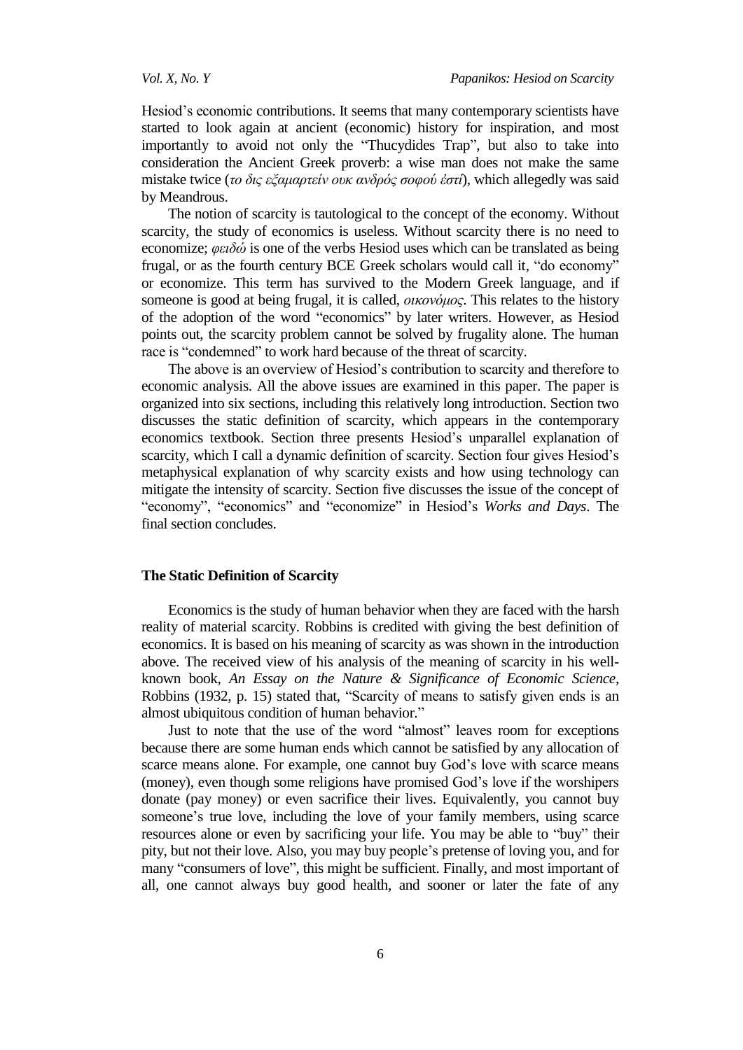Hesiod's economic contributions. It seems that many contemporary scientists have started to look again at ancient (economic) history for inspiration, and most importantly to avoid not only the "Thucydides Trap", but also to take into consideration the Ancient Greek proverb: a wise man does not make the same mistake twice (*το δις εξαμαρτείν ουκ ανδρός σοφού έστί*), which allegedly was said by Meandrous.

The notion of scarcity is tautological to the concept of the economy. Without scarcity, the study of economics is useless. Without scarcity there is no need to economize; *φειδώ* is one of the verbs Hesiod uses which can be translated as being frugal, or as the fourth century BCE Greek scholars would call it, "do economy" or economize. This term has survived to the Modern Greek language, and if someone is good at being frugal, it is called, *οικονόμος*. This relates to the history of the adoption of the word "economics" by later writers. However, as Hesiod points out, the scarcity problem cannot be solved by frugality alone. The human race is "condemned" to work hard because of the threat of scarcity.

The above is an overview of Hesiod's contribution to scarcity and therefore to economic analysis. All the above issues are examined in this paper. The paper is organized into six sections, including this relatively long introduction. Section two discusses the static definition of scarcity, which appears in the contemporary economics textbook. Section three presents Hesiod's unparallel explanation of scarcity, which I call a dynamic definition of scarcity. Section four gives Hesiod's metaphysical explanation of why scarcity exists and how using technology can mitigate the intensity of scarcity. Section five discusses the issue of the concept of "economy", "economics" and "economize" in Hesiod's *Works and Days*. The final section concludes.

## The Static Definition of Scarcity

Economics is the study of human behavior when they are faced with the harsh reality of material scarcity. Robbins is credited with giving the best definition of economics. It is based on his meaning of scarcity as was shown in the introduction above. The received view of his analysis of the meaning of scarcity in his well-known book, *An Essay on the Nature & Significance of Economic Science*, Robbins (1932, p. 15) stated that, "Scarcity of means to satisfy given ends is an almost ubiquitous condition of human behavior."

Just to note that the use of the word "almost" leaves room for exceptions because there are some human ends which cannot be satisfied by any allocation of scarce means alone. For example, one cannot buy God's love with scarce means (money), even though some religions have promised God's love if the worshipers donate (pay money) or even sacrifice their lives. Equivalently, you cannot buy someone's true love, including the love of your family members, using scarce resources alone or even by sacrificing your life. You may be able to "buy" their pity, but not their love. Also, you may buy people's pretense of loving you, and for many "consumers of love", this might be sufficient. Finally, and most important of all, one cannot always buy good health, and sooner or later the fate of any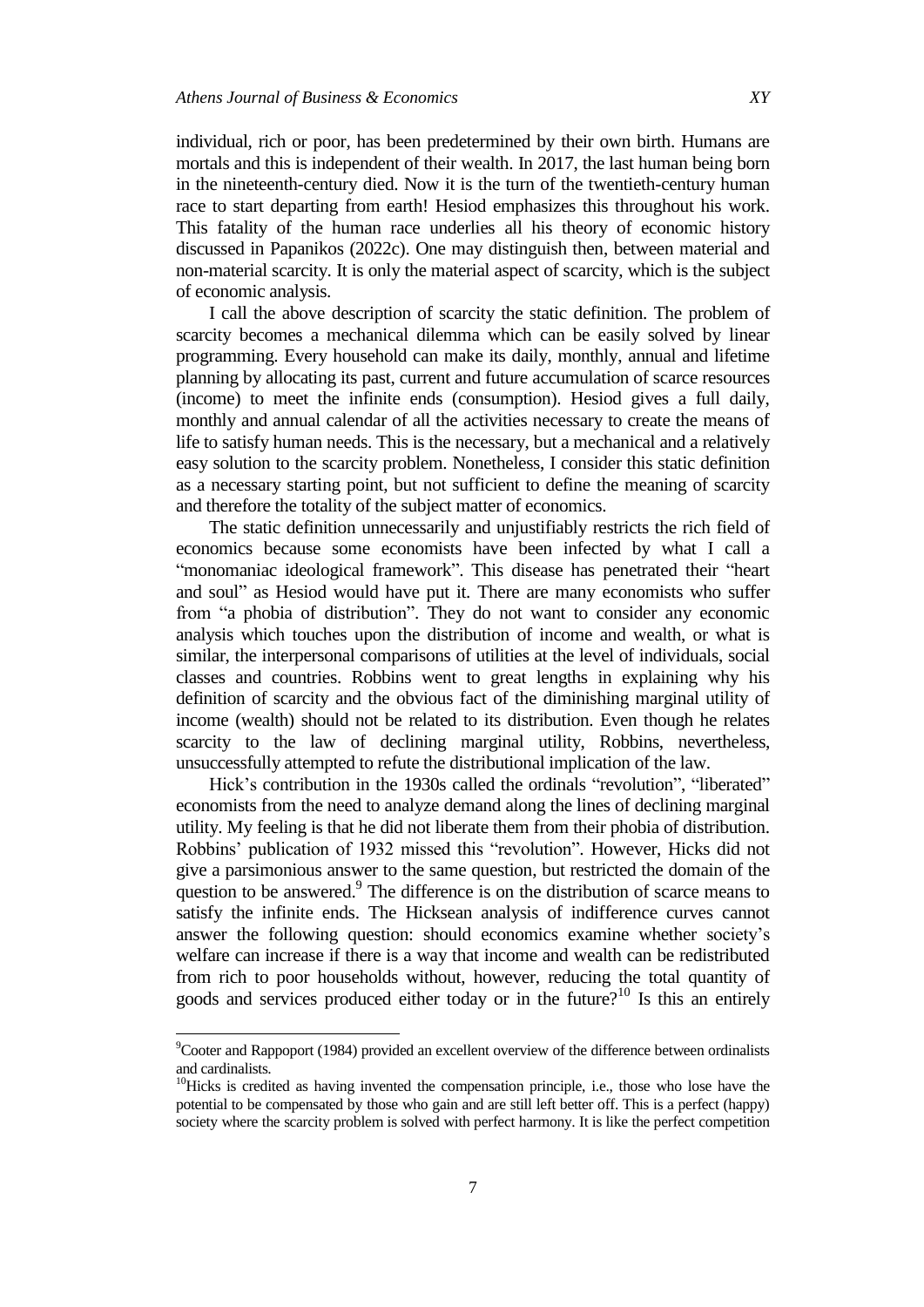individual, rich or poor, has been predetermined by their own birth. Humans are mortals and this is independent of their wealth. In 2017, the last human being born in the nineteenth-century died. Now it is the turn of the twentieth-century human race to start departing from earth! Hesiod emphasizes this throughout his work. This fatality of the human race underlies all his theory of economic history discussed in Papanikos (2022c). One may distinguish then, between material and non-material scarcity. It is only the material aspect of scarcity, which is the subject of economic analysis.

I call the above description of scarcity the static definition. The problem of scarcity becomes a mechanical dilemma which can be easily solved by linear programming. Every household can make its daily, monthly, annual and lifetime planning by allocating its past, current and future accumulation of scarce resources (income) to meet the infinite ends (consumption). Hesiod gives a full daily, monthly and annual calendar of all the activities necessary to create the means of life to satisfy human needs. This is the necessary, but a mechanical and a relatively easy solution to the scarcity problem. Nonetheless, I consider this static definition as a necessary starting point, but not sufficient to define the meaning of scarcity and therefore the totality of the subject matter of economics.

The static definition unnecessarily and unjustifiably restricts the rich field of economics because some economists have been infected by what I call a "monomaniac ideological framework". This disease has penetrated their "heart and soul" as Hesiod would have put it. There are many economists who suffer from "a phobia of distribution". They do not want to consider any economic analysis which touches upon the distribution of income and wealth, or what is similar, the interpersonal comparisons of utilities at the level of individuals, social classes and countries. Robbins went to great lengths in explaining why his definition of scarcity and the obvious fact of the diminishing marginal utility of income (wealth) should not be related to its distribution. Even though he relates scarcity to the law of declining marginal utility, Robbins, nevertheless, unsuccessfully attempted to refute the distributional implication of the law.

Hick's contribution in the 1930s called the ordinals "revolution", "liberated" economists from the need to analyze demand along the lines of declining marginal utility. My feeling is that he did not liberate them from their phobia of distribution. Robbins' publication of 1932 missed this "revolution". However, Hicks did not give a parsimonious answer to the same question, but restricted the domain of the question to be answered.[9] The difference is on the distribution of scarce means to satisfy the infinite ends. The Hicksean analysis of indifference curves cannot answer the following question: should economics examine whether society's welfare can increase if there is a way that income and wealth can be redistributed from rich to poor households without, however, reducing the total quantity of goods and services produced either today or in the future?[10] Is this an entirely

[9]Cooter and Rappoport (1984) provided an excellent overview of the difference between ordinalists and cardinalists.

[10]Hicks is credited as having invented the compensation principle, i.e., those who lose have the potential to be compensated by those who gain and are still left better off. This is a perfect (happy) society where the scarcity problem is solved with perfect harmony. It is like the perfect competition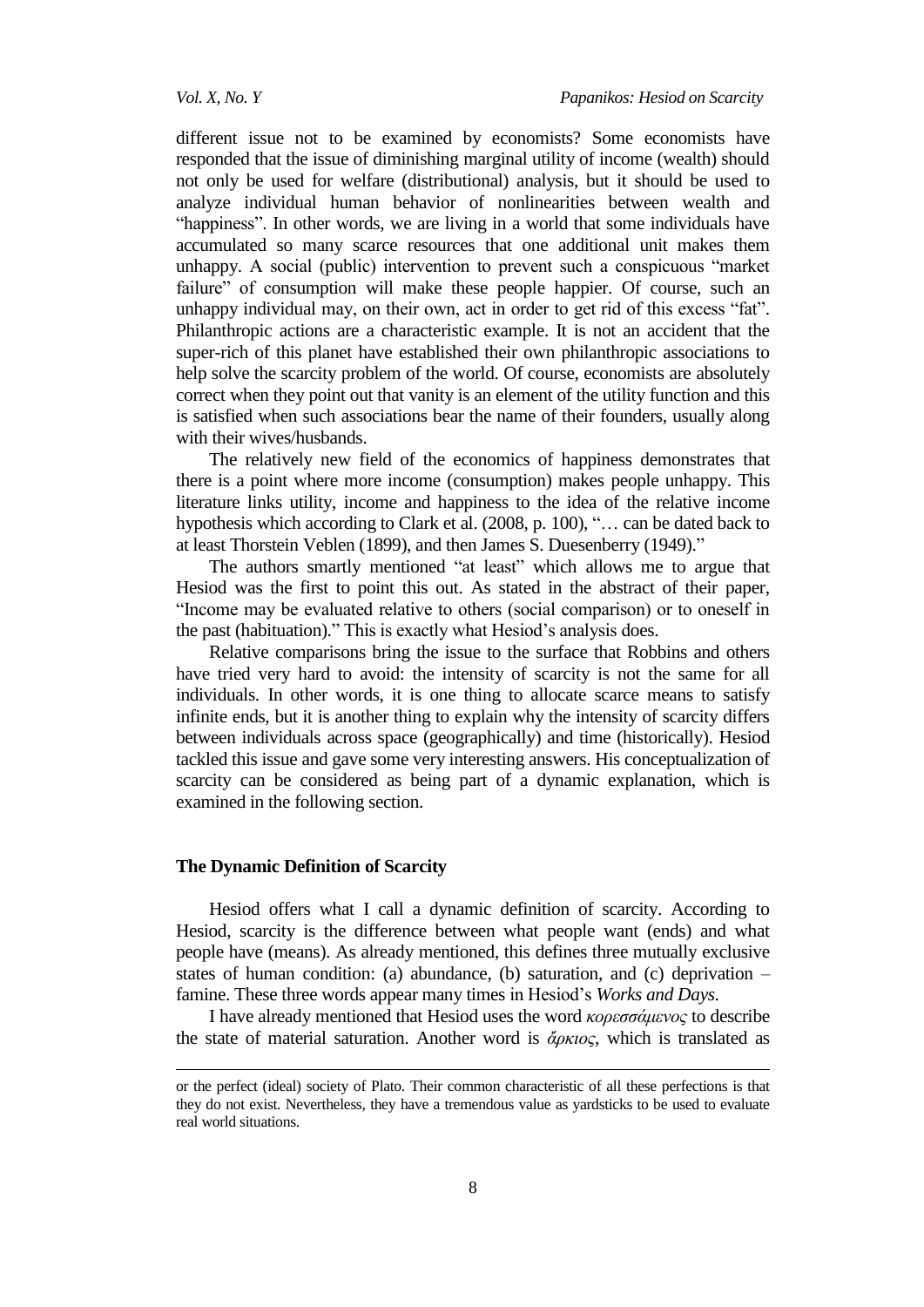different issue not to be examined by economists? Some economists have responded that the issue of diminishing marginal utility of income (wealth) should not only be used for welfare (distributional) analysis, but it should be used to analyze individual human behavior of nonlinearities between wealth and "happiness". In other words, we are living in a world that some individuals have accumulated so many scarce resources that one additional unit makes them unhappy. A social (public) intervention to prevent such a conspicuous "market failure" of consumption will make these people happier. Of course, such an unhappy individual may, on their own, act in order to get rid of this excess "fat". Philanthropic actions are a characteristic example. It is not an accident that the super-rich of this planet have established their own philanthropic associations to help solve the scarcity problem of the world. Of course, economists are absolutely correct when they point out that vanity is an element of the utility function and this is satisfied when such associations bear the name of their founders, usually along with their wives/husbands.

The relatively new field of the economics of happiness demonstrates that there is a point where more income (consumption) makes people unhappy. This literature links utility, income and happiness to the idea of the relative income hypothesis which according to Clark et al. (2008, p. 100), "… can be dated back to at least Thorstein Veblen (1899), and then James S. Duesenberry (1949)."

The authors smartly mentioned "at least" which allows me to argue that Hesiod was the first to point this out. As stated in the abstract of their paper, "Income may be evaluated relative to others (social comparison) or to oneself in the past (habituation)." This is exactly what Hesiod's analysis does.

Relative comparisons bring the issue to the surface that Robbins and others have tried very hard to avoid: the intensity of scarcity is not the same for all individuals. In other words, it is one thing to allocate scarce means to satisfy infinite ends, but it is another thing to explain why the intensity of scarcity differs between individuals across space (geographically) and time (historically). Hesiod tackled this issue and gave some very interesting answers. His conceptualization of scarcity can be considered as being part of a dynamic explanation, which is examined in the following section.

## The Dynamic Definition of Scarcity

Hesiod offers what I call a dynamic definition of scarcity. According to Hesiod, scarcity is the difference between what people want (ends) and what people have (means). As already mentioned, this defines three mutually exclusive states of human condition: (a) abundance, (b) saturation, and (c) deprivation – famine. These three words appear many times in Hesiod's *Works and Days*.

I have already mentioned that Hesiod uses the word *κορεσσάμενος* to describe the state of material saturation. Another word is *ἄρκιος*, which is translated as

---

or the perfect (ideal) society of Plato. Their common characteristic of all these perfections is that they do not exist. Nevertheless, they have a tremendous value as yardsticks to be used to evaluate real world situations.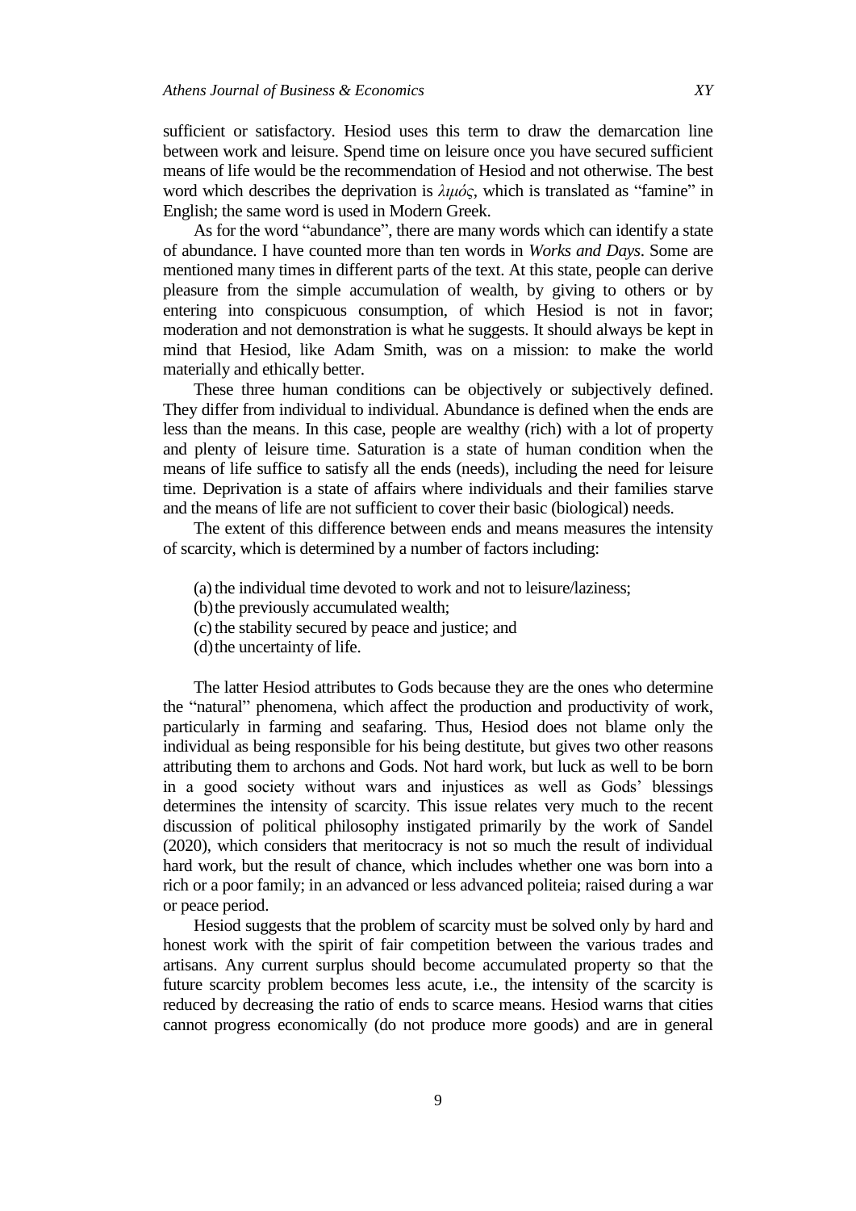sufficient or satisfactory. Hesiod uses this term to draw the demarcation line between work and leisure. Spend time on leisure once you have secured sufficient means of life would be the recommendation of Hesiod and not otherwise. The best word which describes the deprivation is *λιμός*, which is translated as "famine" in English; the same word is used in Modern Greek.

As for the word "abundance", there are many words which can identify a state of abundance. I have counted more than ten words in *Works and Days*. Some are mentioned many times in different parts of the text. At this state, people can derive pleasure from the simple accumulation of wealth, by giving to others or by entering into conspicuous consumption, of which Hesiod is not in favor; moderation and not demonstration is what he suggests. It should always be kept in mind that Hesiod, like Adam Smith, was on a mission: to make the world materially and ethically better.

These three human conditions can be objectively or subjectively defined. They differ from individual to individual. Abundance is defined when the ends are less than the means. In this case, people are wealthy (rich) with a lot of property and plenty of leisure time. Saturation is a state of human condition when the means of life suffice to satisfy all the ends (needs), including the need for leisure time. Deprivation is a state of affairs where individuals and their families starve and the means of life are not sufficient to cover their basic (biological) needs.

The extent of this difference between ends and means measures the intensity of scarcity, which is determined by a number of factors including:

(a) the individual time devoted to work and not to leisure/laziness;
(b) the previously accumulated wealth;
(c) the stability secured by peace and justice; and
(d) the uncertainty of life.

The latter Hesiod attributes to Gods because they are the ones who determine the "natural" phenomena, which affect the production and productivity of work, particularly in farming and seafaring. Thus, Hesiod does not blame only the individual as being responsible for his being destitute, but gives two other reasons attributing them to archons and Gods. Not hard work, but luck as well to be born in a good society without wars and injustices as well as Gods' blessings determines the intensity of scarcity. This issue relates very much to the recent discussion of political philosophy instigated primarily by the work of Sandel (2020), which considers that meritocracy is not so much the result of individual hard work, but the result of chance, which includes whether one was born into a rich or a poor family; in an advanced or less advanced politeia; raised during a war or peace period.

Hesiod suggests that the problem of scarcity must be solved only by hard and honest work with the spirit of fair competition between the various trades and artisans. Any current surplus should become accumulated property so that the future scarcity problem becomes less acute, i.e., the intensity of the scarcity is reduced by decreasing the ratio of ends to scarce means. Hesiod warns that cities cannot progress economically (do not produce more goods) and are in general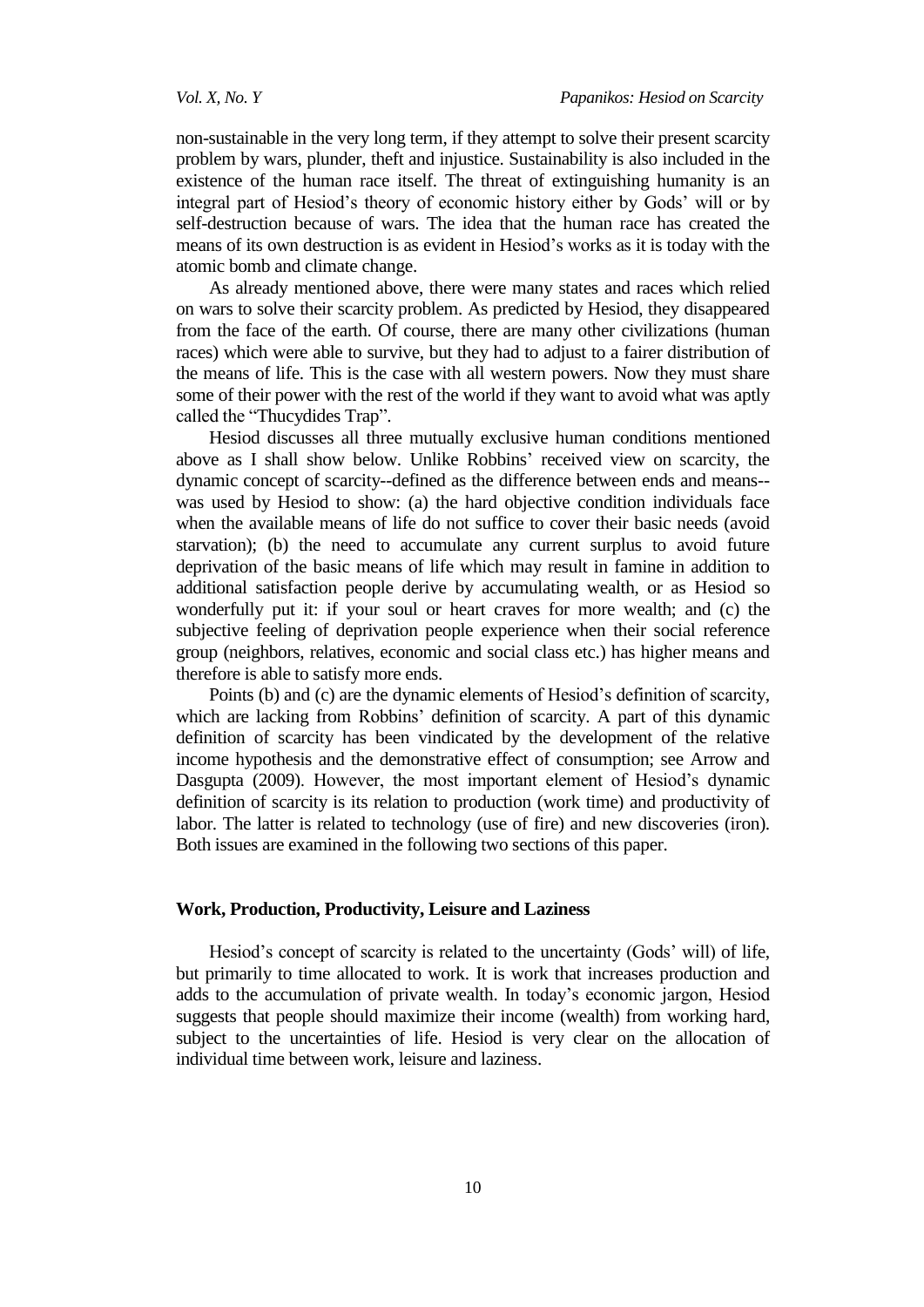non-sustainable in the very long term, if they attempt to solve their present scarcity problem by wars, plunder, theft and injustice. Sustainability is also included in the existence of the human race itself. The threat of extinguishing humanity is an integral part of Hesiod's theory of economic history either by Gods' will or by self-destruction because of wars. The idea that the human race has created the means of its own destruction is as evident in Hesiod's works as it is today with the atomic bomb and climate change.

As already mentioned above, there were many states and races which relied on wars to solve their scarcity problem. As predicted by Hesiod, they disappeared from the face of the earth. Of course, there are many other civilizations (human races) which were able to survive, but they had to adjust to a fairer distribution of the means of life. This is the case with all western powers. Now they must share some of their power with the rest of the world if they want to avoid what was aptly called the "Thucydides Trap".

Hesiod discusses all three mutually exclusive human conditions mentioned above as I shall show below. Unlike Robbins' received view on scarcity, the dynamic concept of scarcity--defined as the difference between ends and means--was used by Hesiod to show: (a) the hard objective condition individuals face when the available means of life do not suffice to cover their basic needs (avoid starvation); (b) the need to accumulate any current surplus to avoid future deprivation of the basic means of life which may result in famine in addition to additional satisfaction people derive by accumulating wealth, or as Hesiod so wonderfully put it: if your soul or heart craves for more wealth; and (c) the subjective feeling of deprivation people experience when their social reference group (neighbors, relatives, economic and social class etc.) has higher means and therefore is able to satisfy more ends.

Points (b) and (c) are the dynamic elements of Hesiod's definition of scarcity, which are lacking from Robbins' definition of scarcity. A part of this dynamic definition of scarcity has been vindicated by the development of the relative income hypothesis and the demonstrative effect of consumption; see Arrow and Dasgupta (2009). However, the most important element of Hesiod's dynamic definition of scarcity is its relation to production (work time) and productivity of labor. The latter is related to technology (use of fire) and new discoveries (iron). Both issues are examined in the following two sections of this paper.

## Work, Production, Productivity, Leisure and Laziness

Hesiod's concept of scarcity is related to the uncertainty (Gods' will) of life, but primarily to time allocated to work. It is work that increases production and adds to the accumulation of private wealth. In today's economic jargon, Hesiod suggests that people should maximize their income (wealth) from working hard, subject to the uncertainties of life. Hesiod is very clear on the allocation of individual time between work, leisure and laziness.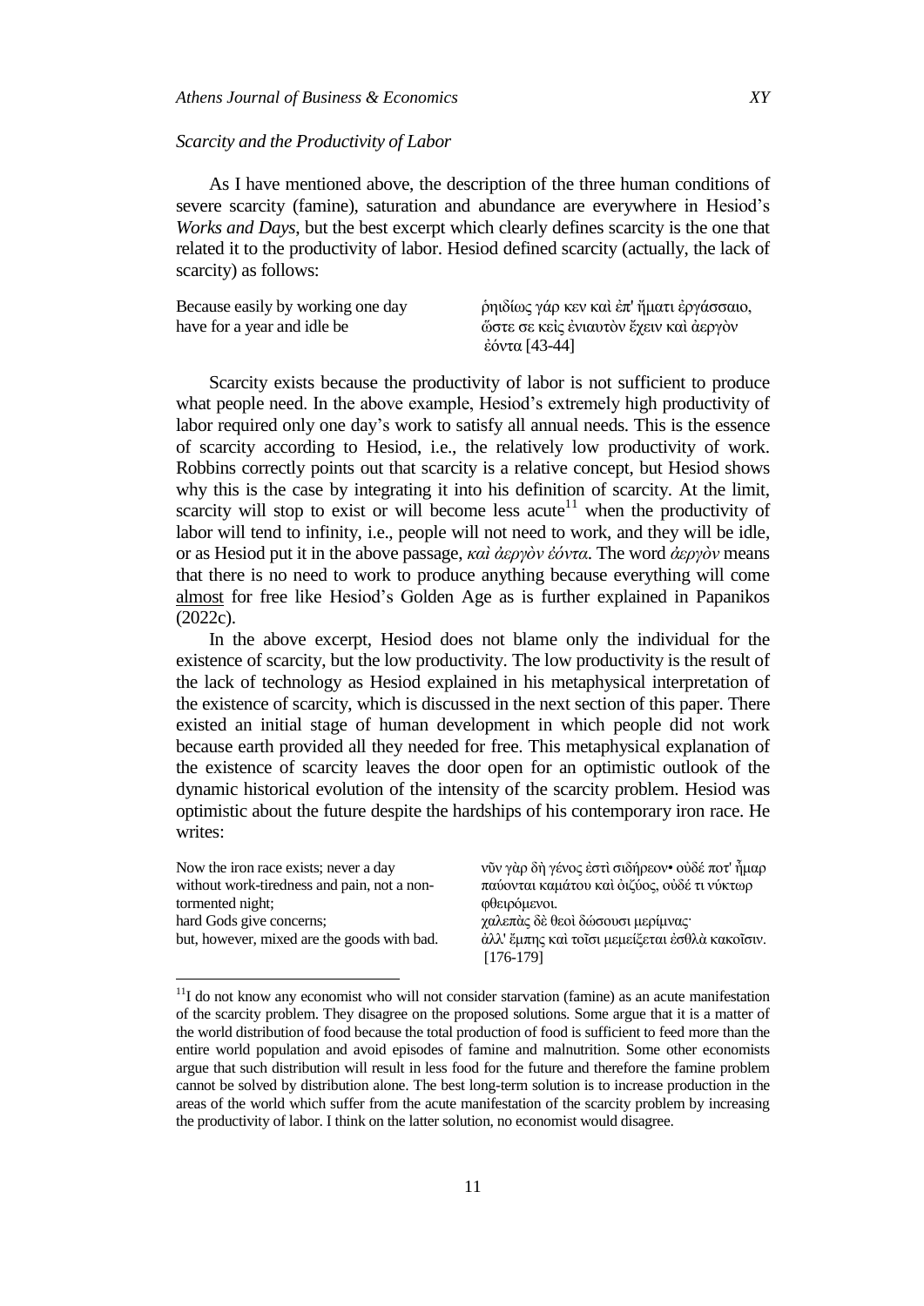*Scarcity and the Productivity of Labor*

As I have mentioned above, the description of the three human conditions of severe scarcity (famine), saturation and abundance are everywhere in Hesiod's *Works and Days*, but the best excerpt which clearly defines scarcity is the one that related it to the productivity of labor. Hesiod defined scarcity (actually, the lack of scarcity) as follows:

| | |
|---|---|
| Because easily by working one day | ῥηιδίως γάρ κεν καὶ ἐπ' ἤματι ἐργάσσαιο, |
| have for a year and idle be | ὥστε σε κεὶς ἐνιαυτὸν ἔχειν καὶ ἀεργὸν ἐόντα [43-44] |

Scarcity exists because the productivity of labor is not sufficient to produce what people need. In the above example, Hesiod's extremely high productivity of labor required only one day's work to satisfy all annual needs. This is the essence of scarcity according to Hesiod, i.e., the relatively low productivity of work. Robbins correctly points out that scarcity is a relative concept, but Hesiod shows why this is the case by integrating it into his definition of scarcity. At the limit, scarcity will stop to exist or will become less acute[11] when the productivity of labor will tend to infinity, i.e., people will not need to work, and they will be idle, or as Hesiod put it in the above passage, *καὶ ἀεργὸν ἐόντα*. The word *ἀεργὸν* means that there is no need to work to produce anything because everything will come almost for free like Hesiod's Golden Age as is further explained in Papanikos (2022c).

In the above excerpt, Hesiod does not blame only the individual for the existence of scarcity, but the low productivity. The low productivity is the result of the lack of technology as Hesiod explained in his metaphysical interpretation of the existence of scarcity, which is discussed in the next section of this paper. There existed an initial stage of human development in which people did not work because earth provided all they needed for free. This metaphysical explanation of the existence of scarcity leaves the door open for an optimistic outlook of the dynamic historical evolution of the intensity of the scarcity problem. Hesiod was optimistic about the future despite the hardships of his contemporary iron race. He writes:

| | |
|---|---|
| Now the iron race exists; never a day | νῦν γὰρ δὴ γένος ἐστὶ σιδήρεον• οὐδέ ποτ' ἦμαρ |
| without work-tiredness and pain, not a non-tormented night; | παύονται καμάτου καὶ ὀιζύος, οὐδέ τι νύκτωρ φθειρόμενοι. |
| hard Gods give concerns; | χαλεπὰς δὲ θεοὶ δώσουσι μερίμνας· |
| but, however, mixed are the goods with bad. | ἀλλ' ἔμπης καὶ τοῖσι μεμείξεται ἐσθλὰ κακοῖσιν. [176-179] |

[11] I do not know any economist who will not consider starvation (famine) as an acute manifestation of the scarcity problem. They disagree on the proposed solutions. Some argue that it is a matter of the world distribution of food because the total production of food is sufficient to feed more than the entire world population and avoid episodes of famine and malnutrition. Some other economists argue that such distribution will result in less food for the future and therefore the famine problem cannot be solved by distribution alone. The best long-term solution is to increase production in the areas of the world which suffer from the acute manifestation of the scarcity problem by increasing the productivity of labor. I think on the latter solution, no economist would disagree.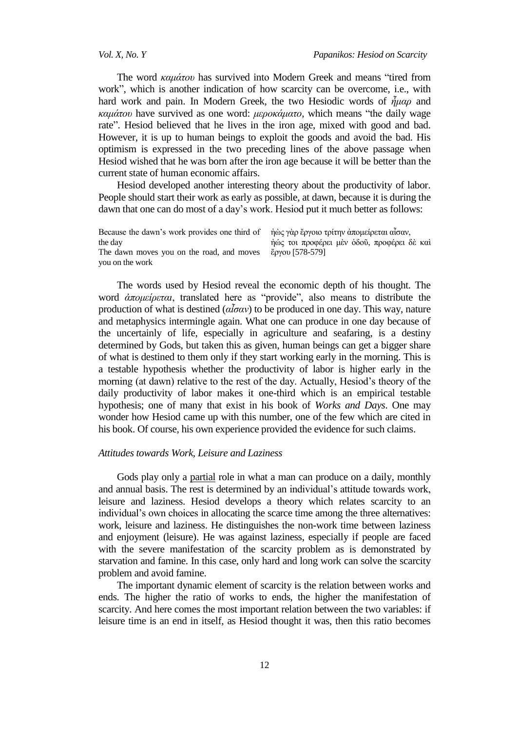The word *καμάτου* has survived into Modern Greek and means "tired from work", which is another indication of how scarcity can be overcome, i.e., with hard work and pain. In Modern Greek, the two Hesiodic words of *ἦμαρ* and *καμάτου* have survived as one word: *μεροκάματο*, which means "the daily wage rate". Hesiod believed that he lives in the iron age, mixed with good and bad. However, it is up to human beings to exploit the goods and avoid the bad. His optimism is expressed in the two preceding lines of the above passage when Hesiod wished that he was born after the iron age because it will be better than the current state of human economic affairs.

Hesiod developed another interesting theory about the productivity of labor. People should start their work as early as possible, at dawn, because it is during the dawn that one can do most of a day's work. Hesiod put it much better as follows:

| | |
|---|---|
| Because the dawn's work provides one third of the day<br>The dawn moves you on the road, and moves you on the work | ἠὼς γὰρ ἔργοιο τρίτην ἀπομείρεται αἶσαν,<br>ἠώς τοι προφέρει μὲν ὁδοῦ, προφέρει δὲ καὶ ἔργου [578-579] |

The words used by Hesiod reveal the economic depth of his thought. The word *ἀπομείρεται*, translated here as "provide", also means to distribute the production of what is destined (*αἶσαν*) to be produced in one day. This way, nature and metaphysics intermingle again. What one can produce in one day because of the uncertainly of life, especially in agriculture and seafaring, is a destiny determined by Gods, but taken this as given, human beings can get a bigger share of what is destined to them only if they start working early in the morning. This is a testable hypothesis whether the productivity of labor is higher early in the morning (at dawn) relative to the rest of the day. Actually, Hesiod's theory of the daily productivity of labor makes it one-third which is an empirical testable hypothesis; one of many that exist in his book of *Works and Days*. One may wonder how Hesiod came up with this number, one of the few which are cited in his book. Of course, his own experience provided the evidence for such claims.

### *Attitudes towards Work, Leisure and Laziness*

Gods play only a <u>partial</u> role in what a man can produce on a daily, monthly and annual basis. The rest is determined by an individual's attitude towards work, leisure and laziness. Hesiod develops a theory which relates scarcity to an individual's own choices in allocating the scarce time among the three alternatives: work, leisure and laziness. He distinguishes the non-work time between laziness and enjoyment (leisure). He was against laziness, especially if people are faced with the severe manifestation of the scarcity problem as is demonstrated by starvation and famine. In this case, only hard and long work can solve the scarcity problem and avoid famine.

The important dynamic element of scarcity is the relation between works and ends. The higher the ratio of works to ends, the higher the manifestation of scarcity. And here comes the most important relation between the two variables: if leisure time is an end in itself, as Hesiod thought it was, then this ratio becomes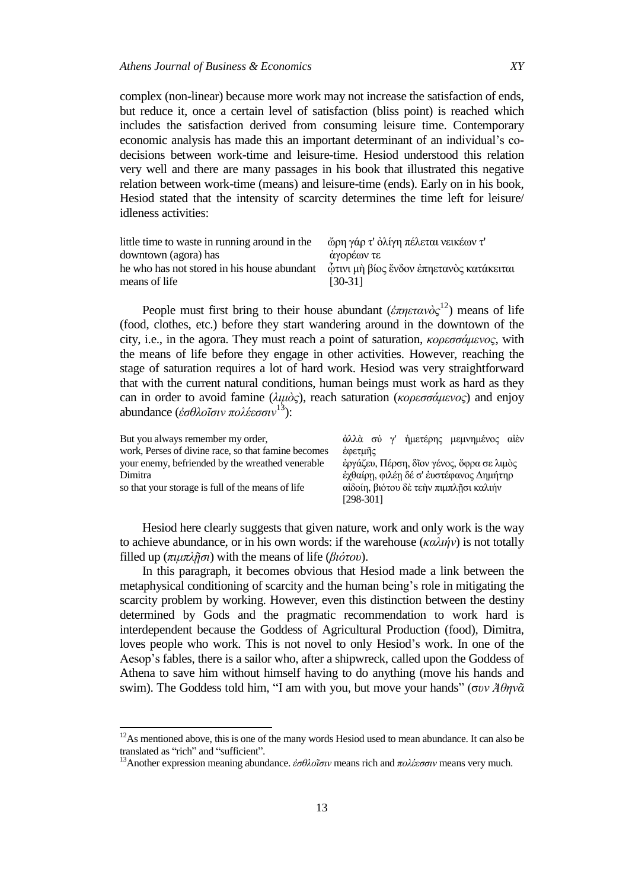complex (non-linear) because more work may not increase the satisfaction of ends, but reduce it, once a certain level of satisfaction (bliss point) is reached which includes the satisfaction derived from consuming leisure time. Contemporary economic analysis has made this an important determinant of an individual's co-decisions between work-time and leisure-time. Hesiod understood this relation very well and there are many passages in his book that illustrated this negative relation between work-time (means) and leisure-time (ends). Early on in his book, Hesiod stated that the intensity of scarcity determines the time left for leisure/ idleness activities:

| | |
|---|---|
| little time to waste in running around in the downtown (agora) has<br>he who has not stored in his house abundant means of life | ὥρη γάρ τ' ὀλίγη πέλεται νεικέων τ' ἀγορέων τε<br>ᾧτινι μὴ βίος ἔνδον ἐπηετανὸς κατάκειται<br>[30-31] |

People must first bring to their house abundant (*ἐπηετανὸς*[12]) means of life (food, clothes, etc.) before they start wandering around in the downtown of the city, i.e., in the agora. They must reach a point of saturation, *κορεσσάμενος*, with the means of life before they engage in other activities. However, reaching the stage of saturation requires a lot of hard work. Hesiod was very straightforward that with the current natural conditions, human beings must work as hard as they can in order to avoid famine (*λιμὸς*), reach saturation (*κορεσσάμενος*) and enjoy abundance (*ἐσθλοῖσιν πολέεσσιν*[13]):

| | |
|---|---|
| But you always remember my order,<br>work, Perses of divine race, so that famine becomes your enemy, befriended by the wreathed venerable Dimitra<br>so that your storage is full of the means of life | ἀλλὰ σύ γ' ἡμετέρης μεμνημένος αἰὲν ἐφετμῆς<br>ἐργάζευ, Πέρση, δῖον γένος, ὄφρα σε λιμὸς ἐχθαίρῃ, φιλέῃ δέ σ' ἐυστέφανος Δημήτηρ<br>αἰδοίη, βιότου δὲ τεὴν πιμπλῇσι καλιήν<br>[298-301] |

Hesiod here clearly suggests that given nature, work and only work is the way to achieve abundance, or in his own words: if the warehouse (*καλιήν*) is not totally filled up (*πιμπλῇσι*) with the means of life (*βιότου*).

In this paragraph, it becomes obvious that Hesiod made a link between the metaphysical conditioning of scarcity and the human being's role in mitigating the scarcity problem by working. However, even this distinction between the destiny determined by Gods and the pragmatic recommendation to work hard is interdependent because the Goddess of Agricultural Production (food), Dimitra, loves people who work. This is not novel to only Hesiod's work. In one of the Aesop's fables, there is a sailor who, after a shipwreck, called upon the Goddess of Athena to save him without himself having to do anything (move his hands and swim). The Goddess told him, "I am with you, but move your hands" (*συν Ἀθηνᾶ*

[12] As mentioned above, this is one of the many words Hesiod used to mean abundance. It can also be translated as "rich" and "sufficient".

[13] Another expression meaning abundance. *ἐσθλοῖσιν* means rich and *πολέεσσιν* means very much.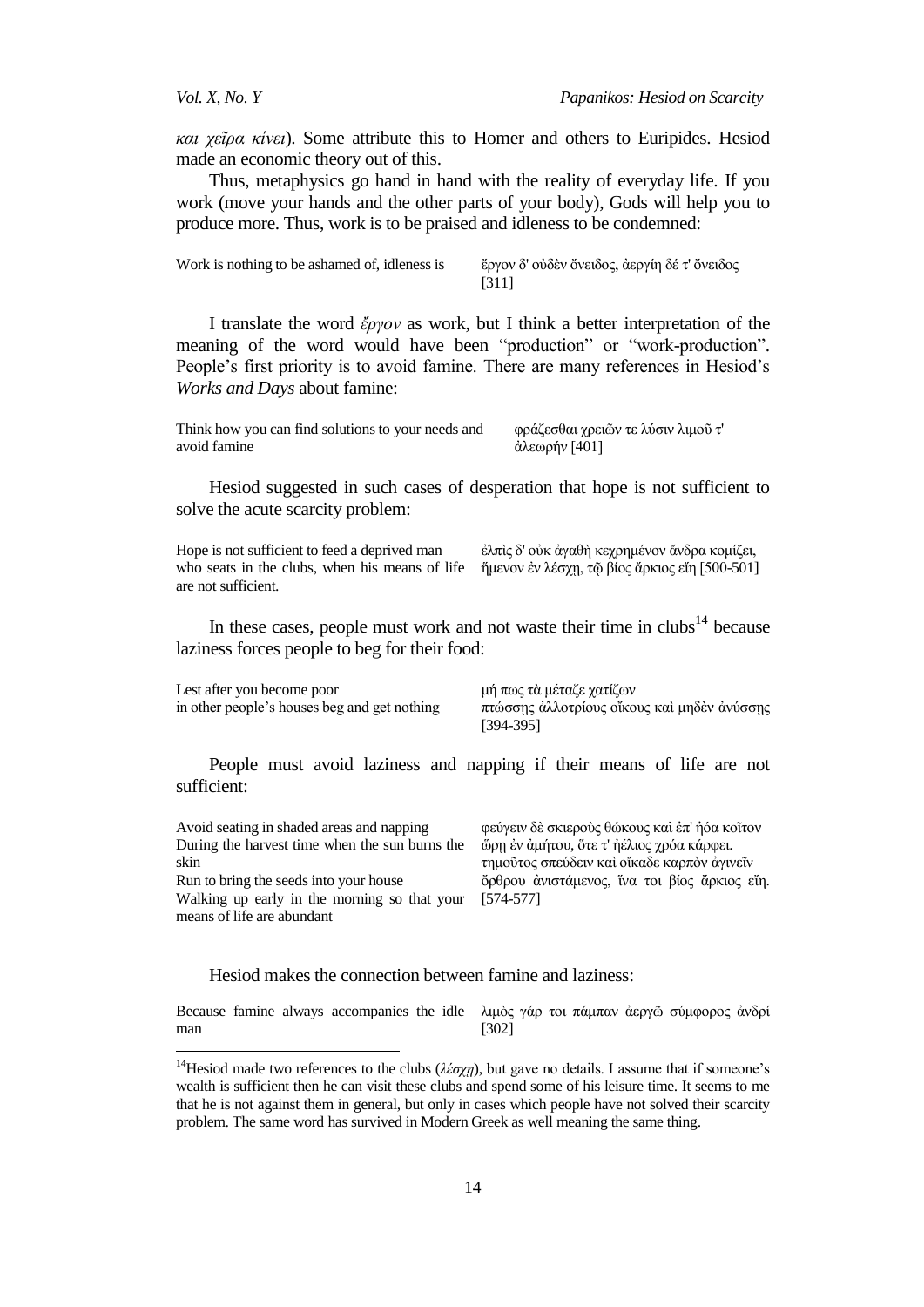*και χεῖρα κίνει*). Some attribute this to Homer and others to Euripides. Hesiod made an economic theory out of this.

Thus, metaphysics go hand in hand with the reality of everyday life. If you work (move your hands and the other parts of your body), Gods will help you to produce more. Thus, work is to be praised and idleness to be condemned:

| | |
|---|---|
| Work is nothing to be ashamed of, idleness is | ἔργον δ' οὐδὲν ὄνειδος, ἀεργίη δέ τ' ὄνειδος [311] |

I translate the word *ἔργον* as work, but I think a better interpretation of the meaning of the word would have been "production" or "work-production". People's first priority is to avoid famine. There are many references in Hesiod's *Works and Days* about famine:

| | |
|---|---|
| Think how you can find solutions to your needs and avoid famine | φράζεσθαι χρειῶν τε λύσιν λιμοῦ τ' ἀλεωρήν [401] |

Hesiod suggested in such cases of desperation that hope is not sufficient to solve the acute scarcity problem:

| | |
|---|---|
| Hope is not sufficient to feed a deprived man who seats in the clubs, when his means of life are not sufficient. | ἐλπὶς δ' οὐκ ἀγαθὴ κεχρημένον ἄνδρα κομίζει, ἥμενον ἐν λέσχῃ, τῷ βίος ἄρκιος εἴη [500-501] |

In these cases, people must work and not waste their time in clubs[14] because laziness forces people to beg for their food:

| | |
|---|---|
| Lest after you become poor<br>in other people's houses beg and get nothing | μή πως τὰ μέταζε χατίζων<br>πτώσσῃς ἀλλοτρίους οἴκους καὶ μηδὲν ἀνύσσῃς [394-395] |

People must avoid laziness and napping if their means of life are not sufficient:

| | |
|---|---|
| Avoid seating in shaded areas and napping<br>During the harvest time when the sun burns the skin<br>Run to bring the seeds into your house<br>Walking up early in the morning so that your means of life are abundant | φεύγειν δὲ σκιεροὺς θώκους καὶ ἐπ' ἠόα κοῖτον<br>ὥρῃ ἐν ἀμήτου, ὅτε τ' ἠέλιος χρόα κάρφει.<br>τημοῦτος σπεύδειν καὶ οἴκαδε καρπὸν ἀγινεῖν<br>ὄρθρου ἀνιστάμενος, ἵνα τοι βίος ἄρκιος εἴη. [574-577] |

Hesiod makes the connection between famine and laziness:

| | |
|---|---|
| Because famine always accompanies the idle man | λιμὸς γάρ τοι πάμπαν ἀεργῷ σύμφορος ἀνδρί [302] |

---

[14] Hesiod made two references to the clubs (*λέσχη*), but gave no details. I assume that if someone's wealth is sufficient then he can visit these clubs and spend some of his leisure time. It seems to me that he is not against them in general, but only in cases which people have not solved their scarcity problem. The same word has survived in Modern Greek as well meaning the same thing.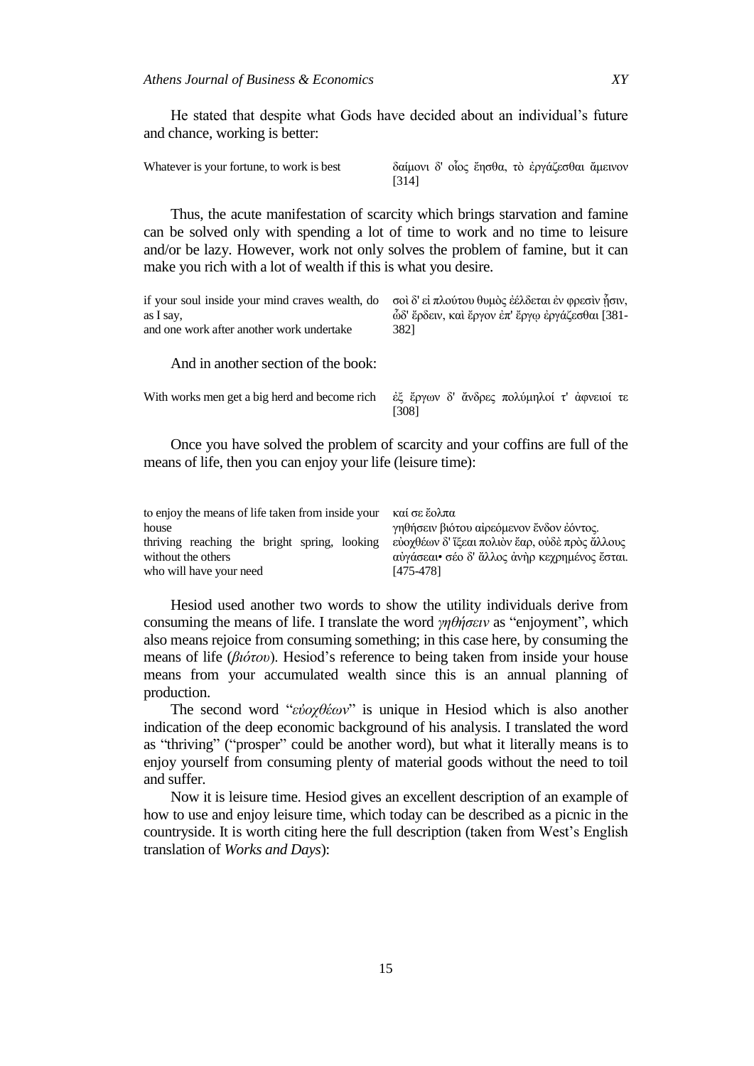He stated that despite what Gods have decided about an individual's future and chance, working is better:

| Whatever is your fortune, to work is best | δαίμονι δ' οἷος ἔησθα, τὸ ἐργάζεσθαι ἄμεινον [314] |
|---|---|

Thus, the acute manifestation of scarcity which brings starvation and famine can be solved only with spending a lot of time to work and no time to leisure and/or be lazy. However, work not only solves the problem of famine, but it can make you rich with a lot of wealth if this is what you desire.

| if your soul inside your mind craves wealth, do as I say, and one work after another work undertake | σοὶ δ' εἰ πλούτου θυμὸς ἐέλδεται ἐν φρεσὶν ᾗσιν, ὧδ' ἔρδειν, καὶ ἔργον ἐπ' ἔργῳ ἐργάζεσθαι [381-382] |
|---|---|

And in another section of the book:

| With works men get a big herd and become rich | ἐξ ἔργων δ' ἄνδρες πολύμηλοί τ' ἀφνειοί τε [308] |
|---|---|

Once you have solved the problem of scarcity and your coffins are full of the means of life, then you can enjoy your life (leisure time):

| to enjoy the means of life taken from inside your house thriving reaching the bright spring, looking without the others who will have your need | καί σε ἔολπα γηθήσειν βιότου αἱρεόμενον ἔνδον ἐόντος. εὐοχθέων δ' ἵξεαι πολιὸν ἔαρ, οὐδὲ πρὸς ἄλλους αὐγάσεαι• σέο δ' ἄλλος ἀνὴρ κεχρημένος ἔσται. [475-478] |
|---|---|

Hesiod used another two words to show the utility individuals derive from consuming the means of life. I translate the word *γηθήσειν* as "enjoyment", which also means rejoice from consuming something; in this case here, by consuming the means of life (*βιότου*). Hesiod's reference to being taken from inside your house means from your accumulated wealth since this is an annual planning of production.

The second word "*εὐοχθέων*" is unique in Hesiod which is also another indication of the deep economic background of his analysis. I translated the word as "thriving" ("prosper" could be another word), but what it literally means is to enjoy yourself from consuming plenty of material goods without the need to toil and suffer.

Now it is leisure time. Hesiod gives an excellent description of an example of how to use and enjoy leisure time, which today can be described as a picnic in the countryside. It is worth citing here the full description (taken from West's English translation of *Works and Days*):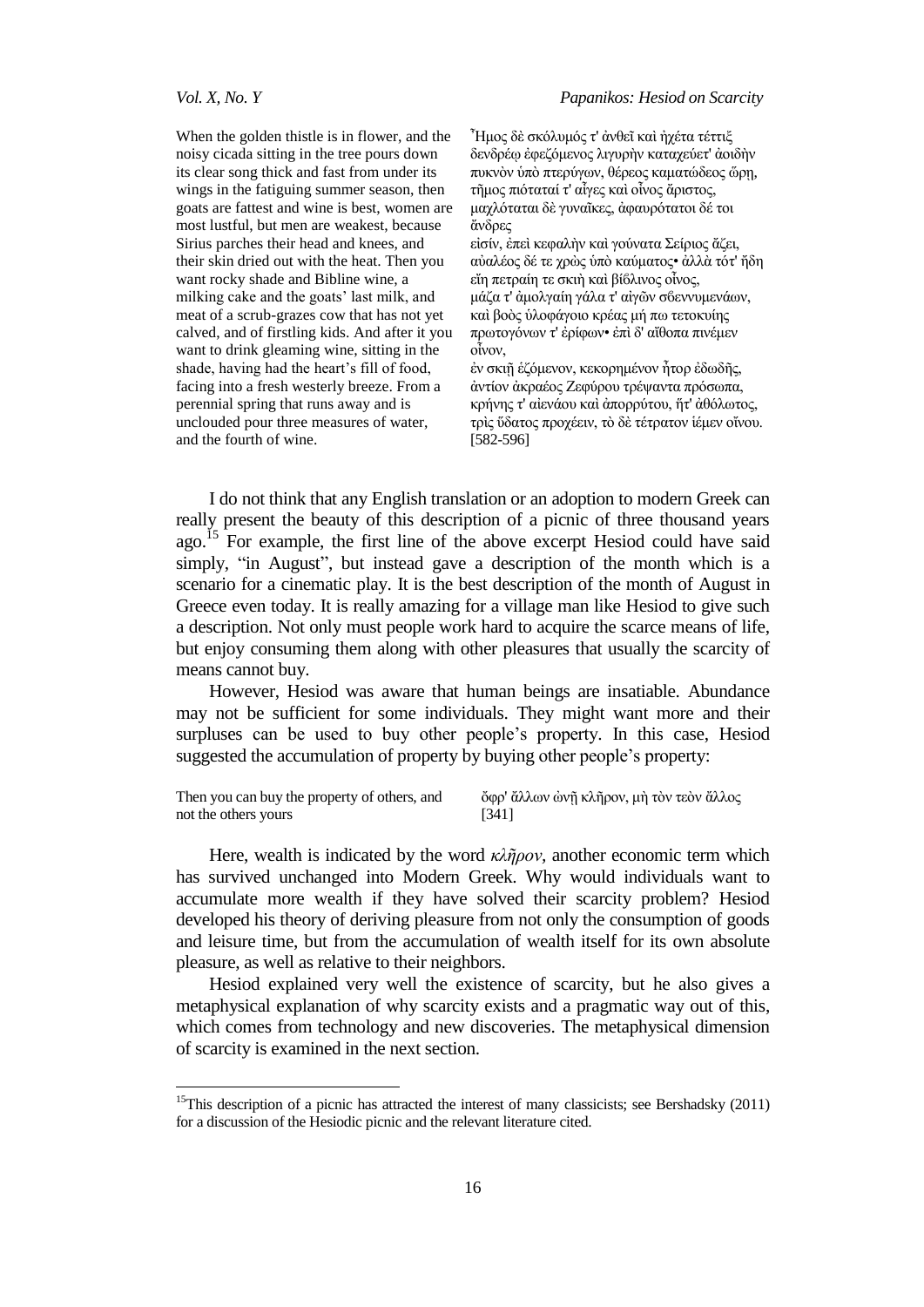| | |
|---|---|
| When the golden thistle is in flower, and the noisy cicada sitting in the tree pours down its clear song thick and fast from under its wings in the fatiguing summer season, then goats are fattest and wine is best, women are most lustful, but men are weakest, because Sirius parches their head and knees, and their skin dried out with the heat. Then you want rocky shade and Bibline wine, a milking cake and the goats' last milk, and meat of a scrub-grazes cow that has not yet calved, and of firstling kids. And after it you want to drink gleaming wine, sitting in the shade, having had the heart's fill of food, facing into a fresh westerly breeze. From a perennial spring that runs away and is unclouded pour three measures of water, and the fourth of wine. | Ἦμος δὲ σκόλυμός τ' ἀνθεῖ καὶ ἠχέτα τέττιξ δενδρέῳ ἐφεζόμενος λιγυρὴν καταχεύετ' ἀοιδὴν πυκνὸν ὑπὸ πτερύγων, θέρεος καματώδεος ὥρῃ, τῆμος πιόταταί τ' αἶγες καὶ οἶνος ἄριστος, μαχλόταται δὲ γυναῖκες, ἀφαυρότατοι δέ τοι ἄνδρες εἰσίν, ἐπεὶ κεφαλὴν καὶ γούνατα Σείριος ἄζει, αὐαλέος δέ τε χρὼς ὑπὸ καύματος· ἀλλὰ τότ' ἤδη εἴη πετραίη τε σκιὴ καὶ βίβλινος οἶνος, μάζα τ' ἀμολγαίη γάλα τ' αἰγῶν σβεννυμενάων, καὶ βοὸς ὑλοφάγοιο κρέας μή πω τετοκυίης πρωτογόνων τ' ἐρίφων· ἐπὶ δ' αἴθοπα πινέμεν οἶνον, ἐν σκιῇ ἑζόμενον, κεκορημένον ἦτορ ἐδωδῆς, ἀντίον ἀκραέος Ζεφύρου τρέψαντα πρόσωπα, κρήνης τ' αἰενάου καὶ ἀπορρύτου, ἥτ' ἀθόλωτος, τρὶς ὕδατος προχέειν, τὸ δὲ τέτρατον ἱέμεν οἴνου. [582-596] |

I do not think that any English translation or an adoption to modern Greek can really present the beauty of this description of a picnic of three thousand years ago.[15] For example, the first line of the above excerpt Hesiod could have said simply, "in August", but instead gave a description of the month which is a scenario for a cinematic play. It is the best description of the month of August in Greece even today. It is really amazing for a village man like Hesiod to give such a description. Not only must people work hard to acquire the scarce means of life, but enjoy consuming them along with other pleasures that usually the scarcity of means cannot buy.

However, Hesiod was aware that human beings are insatiable. Abundance may not be sufficient for some individuals. They might want more and their surpluses can be used to buy other people's property. In this case, Hesiod suggested the accumulation of property by buying other people's property:

| | |
|---|---|
| Then you can buy the property of others, and not the others yours | ὄφρ' ἄλλων ὠνῇ κλῆρον, μὴ τὸν τεὸν ἄλλος [341] |

Here, wealth is indicated by the word *κλῆρον*, another economic term which has survived unchanged into Modern Greek. Why would individuals want to accumulate more wealth if they have solved their scarcity problem? Hesiod developed his theory of deriving pleasure from not only the consumption of goods and leisure time, but from the accumulation of wealth itself for its own absolute pleasure, as well as relative to their neighbors.

Hesiod explained very well the existence of scarcity, but he also gives a metaphysical explanation of why scarcity exists and a pragmatic way out of this, which comes from technology and new discoveries. The metaphysical dimension of scarcity is examined in the next section.

[15] This description of a picnic has attracted the interest of many classicists; see Bershadsky (2011) for a discussion of the Hesiodic picnic and the relevant literature cited.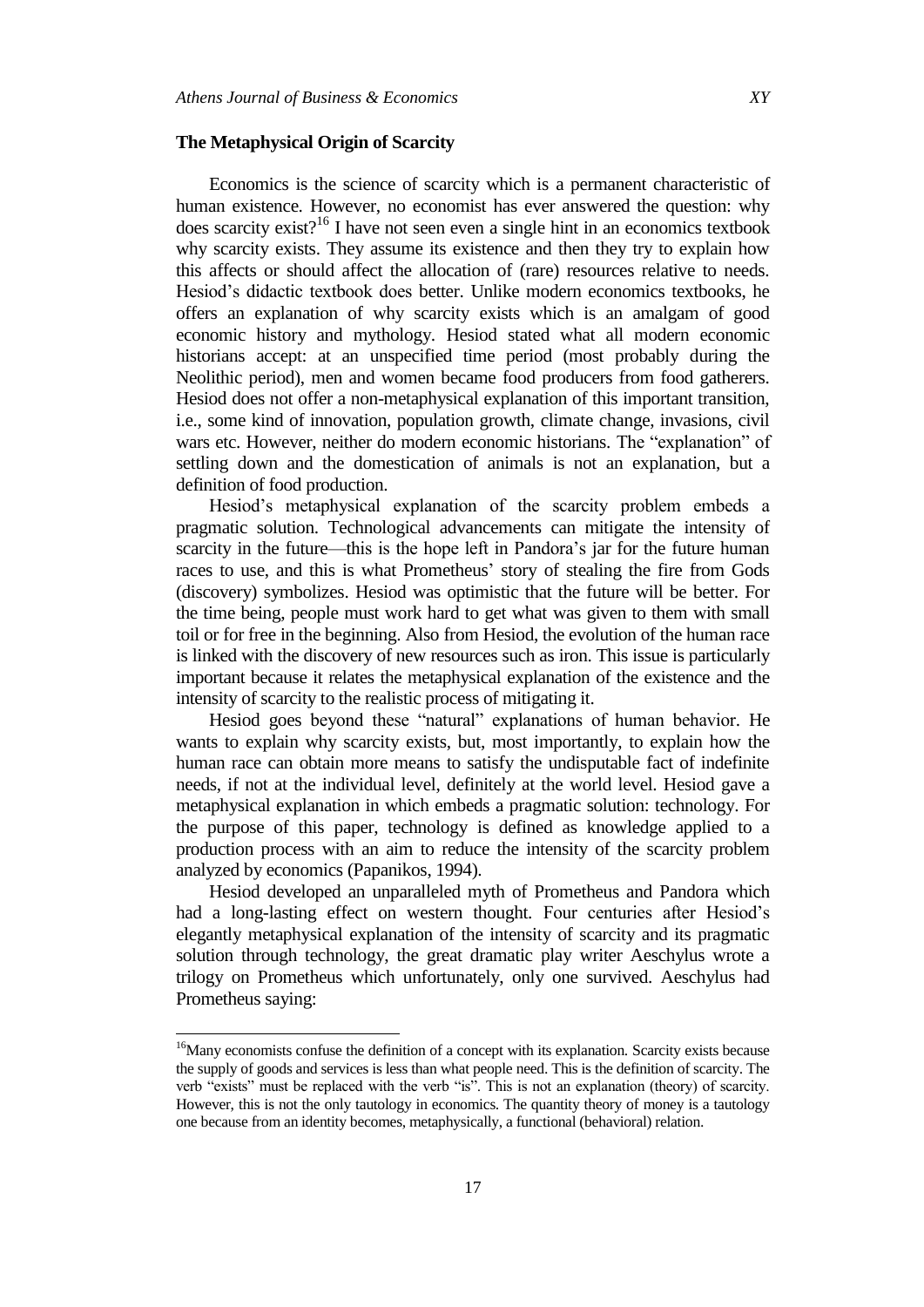### The Metaphysical Origin of Scarcity

Economics is the science of scarcity which is a permanent characteristic of human existence. However, no economist has ever answered the question: why does scarcity exist?[16] I have not seen even a single hint in an economics textbook why scarcity exists. They assume its existence and then they try to explain how this affects or should affect the allocation of (rare) resources relative to needs. Hesiod's didactic textbook does better. Unlike modern economics textbooks, he offers an explanation of why scarcity exists which is an amalgam of good economic history and mythology. Hesiod stated what all modern economic historians accept: at an unspecified time period (most probably during the Neolithic period), men and women became food producers from food gatherers. Hesiod does not offer a non-metaphysical explanation of this important transition, i.e., some kind of innovation, population growth, climate change, invasions, civil wars etc. However, neither do modern economic historians. The "explanation" of settling down and the domestication of animals is not an explanation, but a definition of food production.

Hesiod's metaphysical explanation of the scarcity problem embeds a pragmatic solution. Technological advancements can mitigate the intensity of scarcity in the future—this is the hope left in Pandora's jar for the future human races to use, and this is what Prometheus' story of stealing the fire from Gods (discovery) symbolizes. Hesiod was optimistic that the future will be better. For the time being, people must work hard to get what was given to them with small toil or for free in the beginning. Also from Hesiod, the evolution of the human race is linked with the discovery of new resources such as iron. This issue is particularly important because it relates the metaphysical explanation of the existence and the intensity of scarcity to the realistic process of mitigating it.

Hesiod goes beyond these "natural" explanations of human behavior. He wants to explain why scarcity exists, but, most importantly, to explain how the human race can obtain more means to satisfy the undisputable fact of indefinite needs, if not at the individual level, definitely at the world level. Hesiod gave a metaphysical explanation in which embeds a pragmatic solution: technology. For the purpose of this paper, technology is defined as knowledge applied to a production process with an aim to reduce the intensity of the scarcity problem analyzed by economics (Papanikos, 1994).

Hesiod developed an unparalleled myth of Prometheus and Pandora which had a long-lasting effect on western thought. Four centuries after Hesiod's elegantly metaphysical explanation of the intensity of scarcity and its pragmatic solution through technology, the great dramatic play writer Aeschylus wrote a trilogy on Prometheus which unfortunately, only one survived. Aeschylus had Prometheus saying:

---

[16] Many economists confuse the definition of a concept with its explanation. Scarcity exists because the supply of goods and services is less than what people need. This is the definition of scarcity. The verb "exists" must be replaced with the verb "is". This is not an explanation (theory) of scarcity. However, this is not the only tautology in economics. The quantity theory of money is a tautology one because from an identity becomes, metaphysically, a functional (behavioral) relation.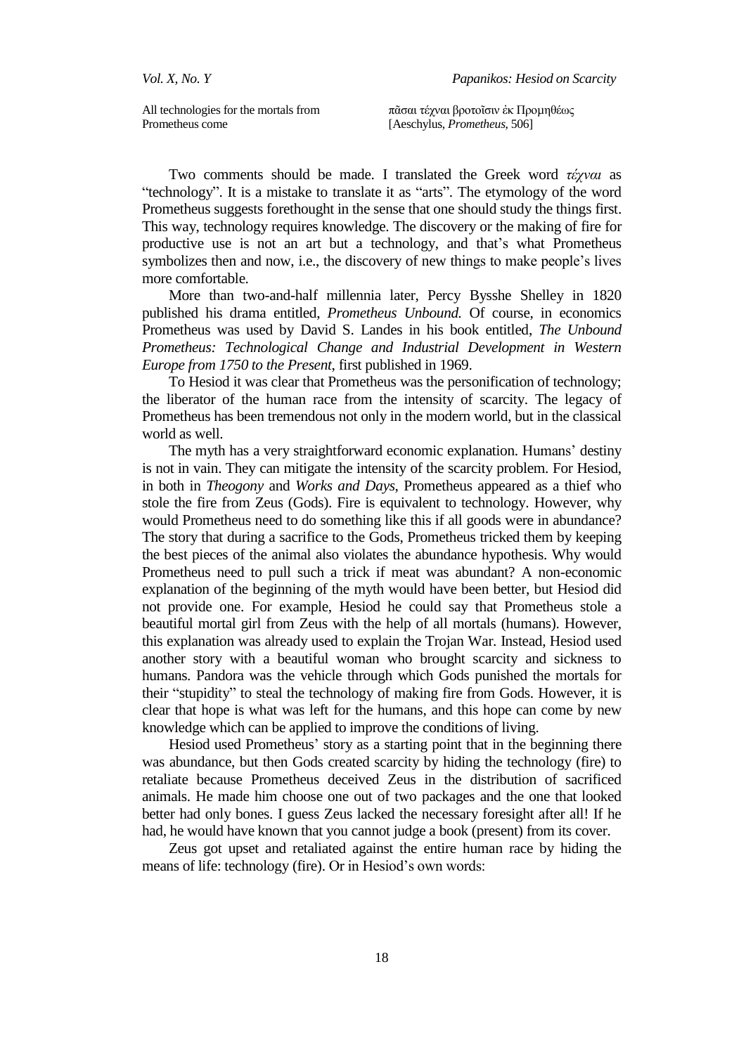| | |
|---|---|
| All technologies for the mortals from Prometheus come | πᾶσαι τέχναι βροτοῖσιν ἐκ Προμηθέως [Aeschylus, *Prometheus*, 506] |

Two comments should be made. I translated the Greek word *τέχναι* as "technology". It is a mistake to translate it as "arts". The etymology of the word Prometheus suggests forethought in the sense that one should study the things first. This way, technology requires knowledge. The discovery or the making of fire for productive use is not an art but a technology, and that's what Prometheus symbolizes then and now, i.e., the discovery of new things to make people's lives more comfortable.

More than two-and-half millennia later, Percy Bysshe Shelley in 1820 published his drama entitled, *Prometheus Unbound.* Of course, in economics Prometheus was used by David S. Landes in his book entitled, *The Unbound Prometheus: Technological Change and Industrial Development in Western Europe from 1750 to the Present*, first published in 1969.

To Hesiod it was clear that Prometheus was the personification of technology; the liberator of the human race from the intensity of scarcity. The legacy of Prometheus has been tremendous not only in the modern world, but in the classical world as well.

The myth has a very straightforward economic explanation. Humans' destiny is not in vain. They can mitigate the intensity of the scarcity problem. For Hesiod, in both in *Theogony* and *Works and Days*, Prometheus appeared as a thief who stole the fire from Zeus (Gods). Fire is equivalent to technology. However, why would Prometheus need to do something like this if all goods were in abundance? The story that during a sacrifice to the Gods, Prometheus tricked them by keeping the best pieces of the animal also violates the abundance hypothesis. Why would Prometheus need to pull such a trick if meat was abundant? A non-economic explanation of the beginning of the myth would have been better, but Hesiod did not provide one. For example, Hesiod he could say that Prometheus stole a beautiful mortal girl from Zeus with the help of all mortals (humans). However, this explanation was already used to explain the Trojan War. Instead, Hesiod used another story with a beautiful woman who brought scarcity and sickness to humans. Pandora was the vehicle through which Gods punished the mortals for their "stupidity" to steal the technology of making fire from Gods. However, it is clear that hope is what was left for the humans, and this hope can come by new knowledge which can be applied to improve the conditions of living.

Hesiod used Prometheus' story as a starting point that in the beginning there was abundance, but then Gods created scarcity by hiding the technology (fire) to retaliate because Prometheus deceived Zeus in the distribution of sacrificed animals. He made him choose one out of two packages and the one that looked better had only bones. I guess Zeus lacked the necessary foresight after all! If he had, he would have known that you cannot judge a book (present) from its cover.

Zeus got upset and retaliated against the entire human race by hiding the means of life: technology (fire). Or in Hesiod's own words: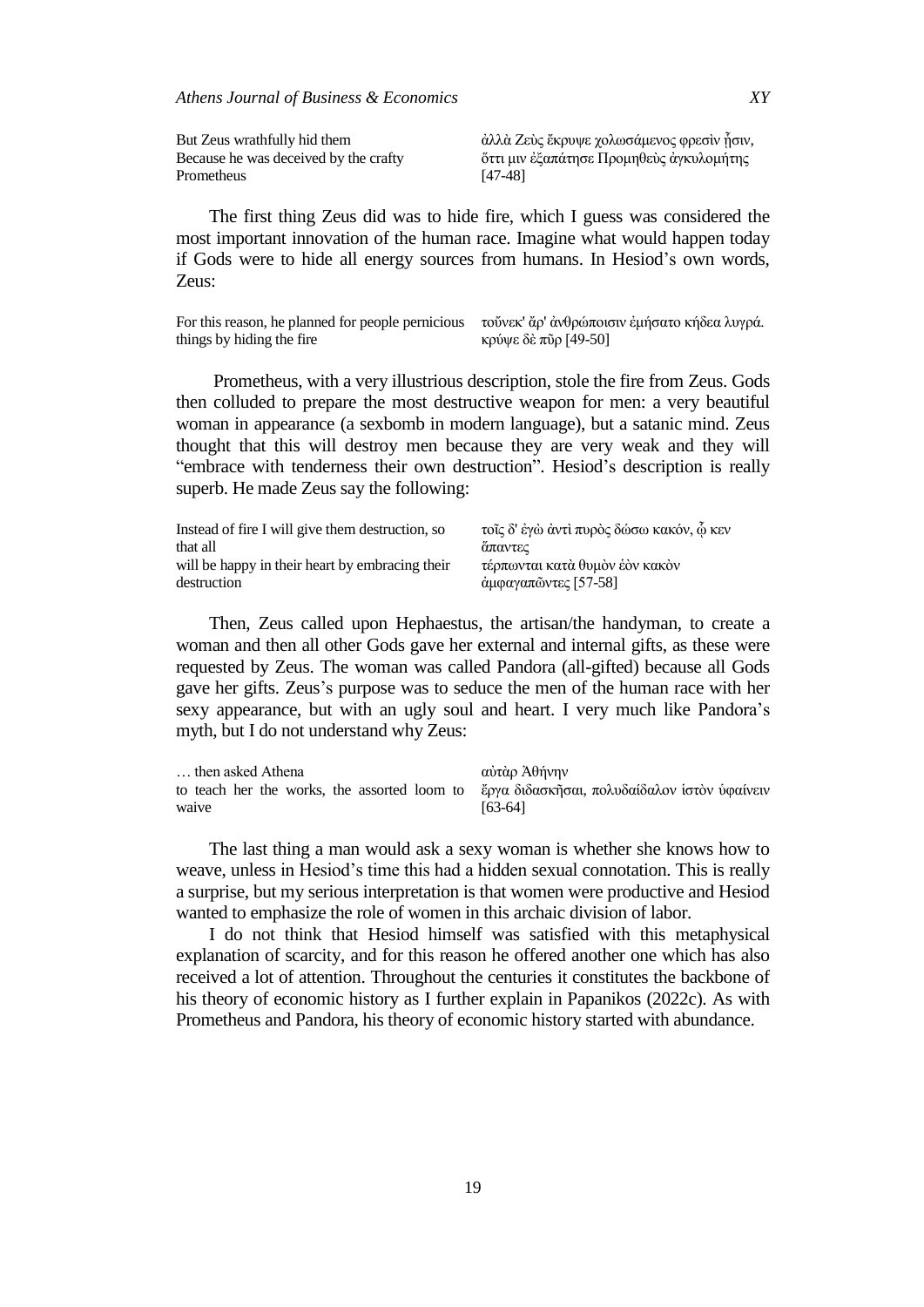| | |
|---|---|
| But Zeus wrathfully hid them<br>Because he was deceived by the crafty Prometheus | ἀλλὰ Ζεὺς ἔκρυψε χολωσάμενος φρεσὶν ᾗσιν,<br>ὅττι μιν ἐξαπάτησε Προμηθεὺς ἀγκυλομήτης [47-48] |

The first thing Zeus did was to hide fire, which I guess was considered the most important innovation of the human race. Imagine what would happen today if Gods were to hide all energy sources from humans. In Hesiod's own words, Zeus:

| | |
|---|---|
| For this reason, he planned for people pernicious things by hiding the fire | τοὔνεκ' ἄρ' ἀνθρώποισιν ἐμήσατο κήδεα λυγρά.<br>κρύψε δὲ πῦρ [49-50] |

Prometheus, with a very illustrious description, stole the fire from Zeus. Gods then colluded to prepare the most destructive weapon for men: a very beautiful woman in appearance (a sexbomb in modern language), but a satanic mind. Zeus thought that this will destroy men because they are very weak and they will "embrace with tenderness their own destruction". Hesiod's description is really superb. He made Zeus say the following:

| | |
|---|---|
| Instead of fire I will give them destruction, so that all<br>will be happy in their heart by embracing their destruction | τοῖς δ' ἐγὼ ἀντὶ πυρὸς δώσω κακόν, ᾧ κεν ἅπαντες<br>τέρπωνται κατὰ θυμὸν ἑὸν κακὸν ἀμφαγαπῶντες [57-58] |

Then, Zeus called upon Hephaestus, the artisan/the handyman, to create a woman and then all other Gods gave her external and internal gifts, as these were requested by Zeus. The woman was called Pandora (all-gifted) because all Gods gave her gifts. Zeus's purpose was to seduce the men of the human race with her sexy appearance, but with an ugly soul and heart. I very much like Pandora's myth, but I do not understand why Zeus:

| | |
|---|---|
| … then asked Athena<br>to teach her the works, the assorted loom to waive | αὐτὰρ Ἀθήνην<br>ἔργα διδασκῆσαι, πολυδαίδαλον ἱστὸν ὑφαίνειν [63-64] |

The last thing a man would ask a sexy woman is whether she knows how to weave, unless in Hesiod's time this had a hidden sexual connotation. This is really a surprise, but my serious interpretation is that women were productive and Hesiod wanted to emphasize the role of women in this archaic division of labor.

I do not think that Hesiod himself was satisfied with this metaphysical explanation of scarcity, and for this reason he offered another one which has also received a lot of attention. Throughout the centuries it constitutes the backbone of his theory of economic history as I further explain in Papanikos (2022c). As with Prometheus and Pandora, his theory of economic history started with abundance.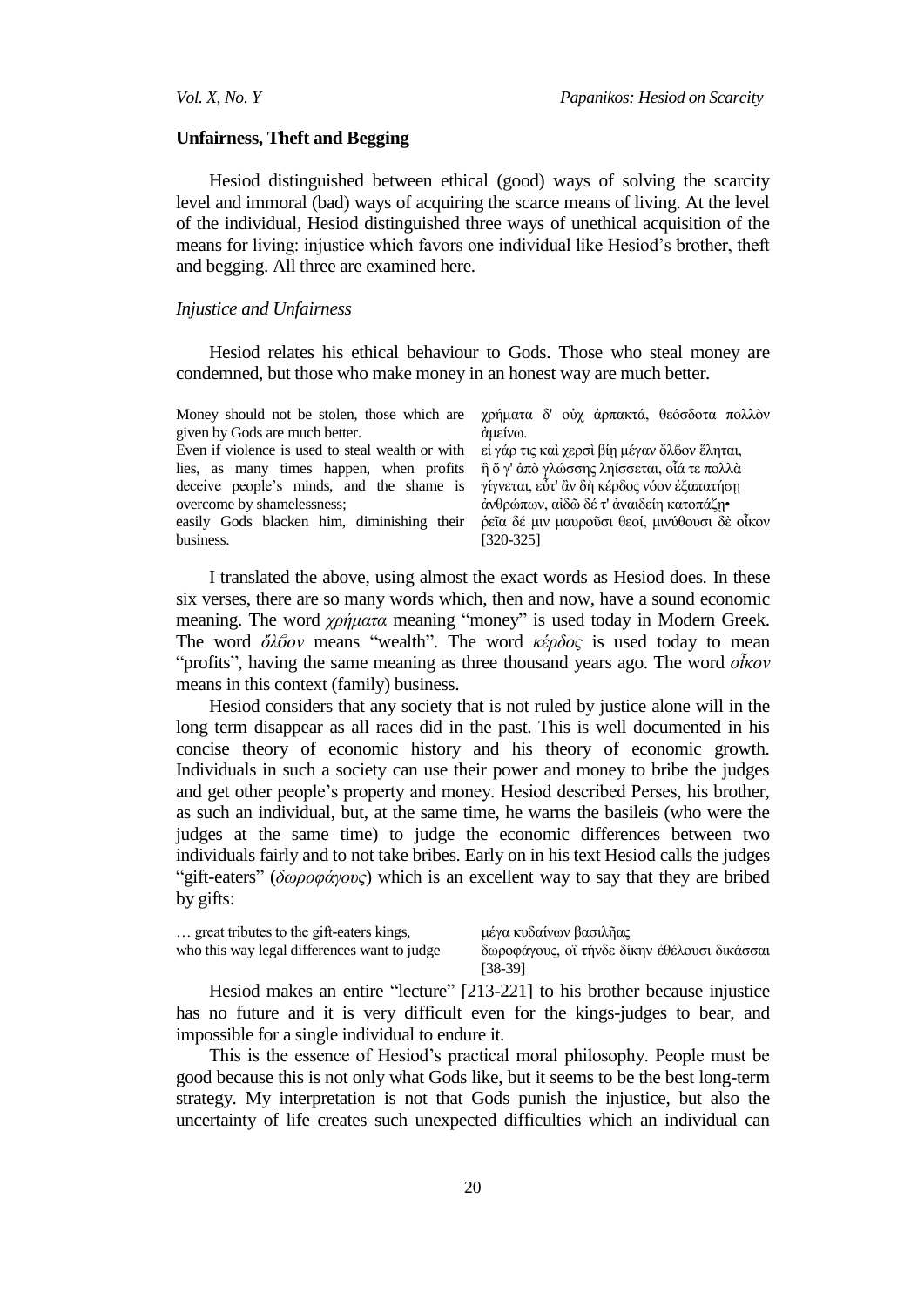### Unfairness, Theft and Begging

Hesiod distinguished between ethical (good) ways of solving the scarcity level and immoral (bad) ways of acquiring the scarce means of living. At the level of the individual, Hesiod distinguished three ways of unethical acquisition of the means for living: injustice which favors one individual like Hesiod's brother, theft and begging. All three are examined here.

#### *Injustice and Unfairness*

Hesiod relates his ethical behaviour to Gods. Those who steal money are condemned, but those who make money in an honest way are much better.

| | |
|---|---|
| Money should not be stolen, those which are given by Gods are much better. | χρήματα δ' οὐχ ἁρπακτά, θεόσδοτα πολλὸν ἀμείνω. |
| Even if violence is used to steal wealth or with lies, as many times happen, when profits deceive people's minds, and the shame is overcome by shamelessness; | εἰ γάρ τις καὶ χερσὶ βίῃ μέγαν ὄλβον ἕληται, ἢ ὅ γ' ἀπὸ γλώσσης ληίσσεται, οἷά τε πολλὰ γίγνεται, εὖτ' ἂν δὴ κέρδος νόον ἐξαπατήσῃ ἀνθρώπων, αἰδῶ δέ τ' ἀναιδείη κατοπάζῃ• |
| easily Gods blacken him, diminishing their business. | ῥεῖα δέ μιν μαυροῦσι θεοί, μινύθουσι δὲ οἶκον [320-325] |

I translated the above, using almost the exact words as Hesiod does. In these six verses, there are so many words which, then and now, have a sound economic meaning. The word *χρήματα* meaning "money" is used today in Modern Greek. The word *ὄλβον* means "wealth". The word *κέρδος* is used today to mean "profits", having the same meaning as three thousand years ago. The word *οἶκον* means in this context (family) business.

Hesiod considers that any society that is not ruled by justice alone will in the long term disappear as all races did in the past. This is well documented in his concise theory of economic history and his theory of economic growth. Individuals in such a society can use their power and money to bribe the judges and get other people's property and money. Hesiod described Perses, his brother, as such an individual, but, at the same time, he warns the basileis (who were the judges at the same time) to judge the economic differences between two individuals fairly and to not take bribes. Early on in his text Hesiod calls the judges "gift-eaters" (*δωροφάγους*) which is an excellent way to say that they are bribed by gifts:

| | |
|---|---|
| … great tributes to the gift-eaters kings, | μέγα κυδαίνων βασιλῆας |
| who this way legal differences want to judge | δωροφάγους, οἳ τήνδε δίκην ἐθέλουσι δικάσσαι [38-39] |

Hesiod makes an entire "lecture" [213-221] to his brother because injustice has no future and it is very difficult even for the kings-judges to bear, and impossible for a single individual to endure it.

This is the essence of Hesiod's practical moral philosophy. People must be good because this is not only what Gods like, but it seems to be the best long-term strategy. My interpretation is not that Gods punish the injustice, but also the uncertainty of life creates such unexpected difficulties which an individual can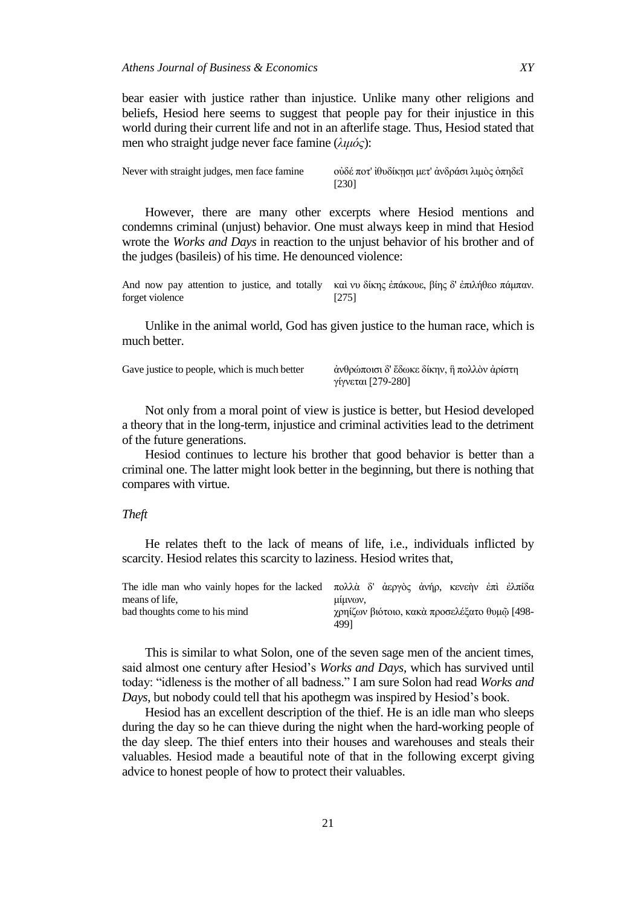bear easier with justice rather than injustice. Unlike many other religions and beliefs, Hesiod here seems to suggest that people pay for their injustice in this world during their current life and not in an afterlife stage. Thus, Hesiod stated that men who straight judge never face famine (*λιμός*):

| | |
|---|---|
| Never with straight judges, men face famine | οὐδέ ποτ' ἰθυδίκῃσι μετ' ἀνδράσι λιμὸς ὀπηδεῖ [230] |

However, there are many other excerpts where Hesiod mentions and condemns criminal (unjust) behavior. One must always keep in mind that Hesiod wrote the *Works and Days* in reaction to the unjust behavior of his brother and of the judges (basileis) of his time. He denounced violence:

| | |
|---|---|
| And now pay attention to justice, and totally forget violence | καί νυ δίκης ἐπάκουε, βίης δ' ἐπιλήθεο πάμπαν. [275] |

Unlike in the animal world, God has given justice to the human race, which is much better.

| | |
|---|---|
| Gave justice to people, which is much better | ἀνθρώποισι δ' ἔδωκε δίκην, ἣ πολλὸν ἀρίστη γίγνεται [279-280] |

Not only from a moral point of view is justice is better, but Hesiod developed a theory that in the long-term, injustice and criminal activities lead to the detriment of the future generations.

Hesiod continues to lecture his brother that good behavior is better than a criminal one. The latter might look better in the beginning, but there is nothing that compares with virtue.

*Theft*

He relates theft to the lack of means of life, i.e., individuals inflicted by scarcity. Hesiod relates this scarcity to laziness. Hesiod writes that,

| | |
|---|---|
| The idle man who vainly hopes for the lacked means of life, | πολλὰ δ' ἀεργὸς ἀνήρ, κενεὴν ἐπὶ ἐλπίδα μίμνων, |
| bad thoughts come to his mind | χρηίζων βιότοιο, κακὰ προσελέξατο θυμῷ [498-499] |

This is similar to what Solon, one of the seven sage men of the ancient times, said almost one century after Hesiod's *Works and Days*, which has survived until today: "idleness is the mother of all badness." I am sure Solon had read *Works and Days*, but nobody could tell that his apothegm was inspired by Hesiod's book.

Hesiod has an excellent description of the thief. He is an idle man who sleeps during the day so he can thieve during the night when the hard-working people of the day sleep. The thief enters into their houses and warehouses and steals their valuables. Hesiod made a beautiful note of that in the following excerpt giving advice to honest people of how to protect their valuables.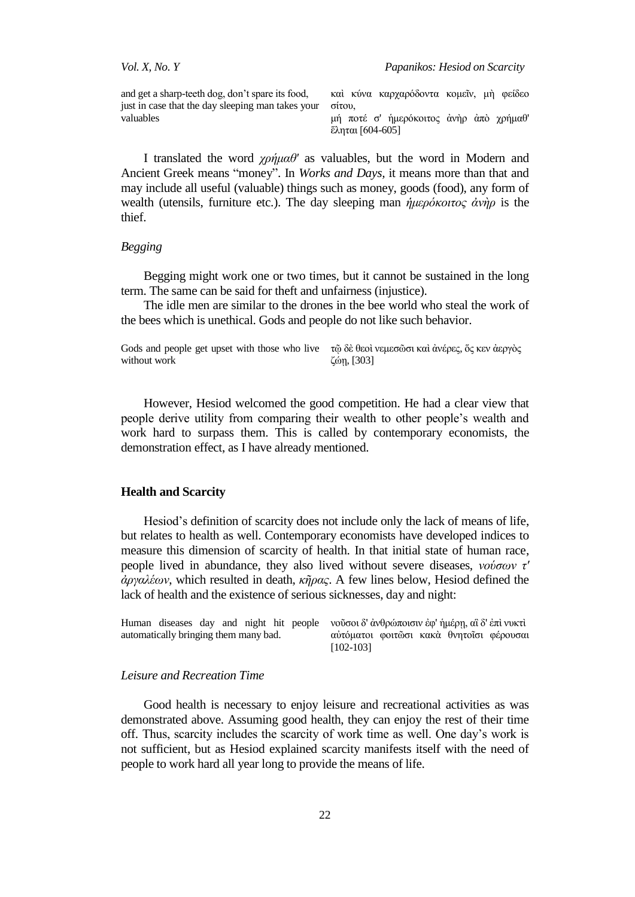| | |
|---|---|
| and get a sharp-teeth dog, don't spare its food, just in case that the day sleeping man takes your valuables | καὶ κύνα καρχαρόδοντα κομεῖν, μὴ φείδεο σίτου, μή ποτέ σ' ἡμερόκοιτος ἀνὴρ ἀπὸ χρήμαθ' ἕληται [604-605] |

I translated the word *χρήμαθ'* as valuables, but the word in Modern and Ancient Greek means "money". In *Works and Days,* it means more than that and may include all useful (valuable) things such as money, goods (food), any form of wealth (utensils, furniture etc.). The day sleeping man *ἡμερόκοιτος ἀνὴρ* is the thief.

*Begging*

Begging might work one or two times, but it cannot be sustained in the long term. The same can be said for theft and unfairness (injustice).

The idle men are similar to the drones in the bee world who steal the work of the bees which is unethical. Gods and people do not like such behavior.

| | |
|---|---|
| Gods and people get upset with those who live without work | τῷ δὲ θεοὶ νεμεσῶσι καὶ ἀνέρες, ὅς κεν ἀεργὸς ζώῃ, [303] |

However, Hesiod welcomed the good competition. He had a clear view that people derive utility from comparing their wealth to other people's wealth and work hard to surpass them. This is called by contemporary economists, the demonstration effect, as I have already mentioned.

## Health and Scarcity

Hesiod's definition of scarcity does not include only the lack of means of life, but relates to health as well. Contemporary economists have developed indices to measure this dimension of scarcity of health. In that initial state of human race, people lived in abundance, they also lived without severe diseases, *νούσων τ' ἀργαλέων*, which resulted in death, *κῆρας*. A few lines below, Hesiod defined the lack of health and the existence of serious sicknesses, day and night:

| | |
|---|---|
| Human diseases day and night hit people automatically bringing them many bad. | νοῦσοι δ' ἀνθρώποισιν ἐφ' ἡμέρῃ, αἳ δ' ἐπὶ νυκτὶ αὐτόματοι φοιτῶσι κακὰ θνητοῖσι φέρουσαι [102-103] |

*Leisure and Recreation Time*

Good health is necessary to enjoy leisure and recreational activities as was demonstrated above. Assuming good health, they can enjoy the rest of their time off. Thus, scarcity includes the scarcity of work time as well. One day's work is not sufficient, but as Hesiod explained scarcity manifests itself with the need of people to work hard all year long to provide the means of life.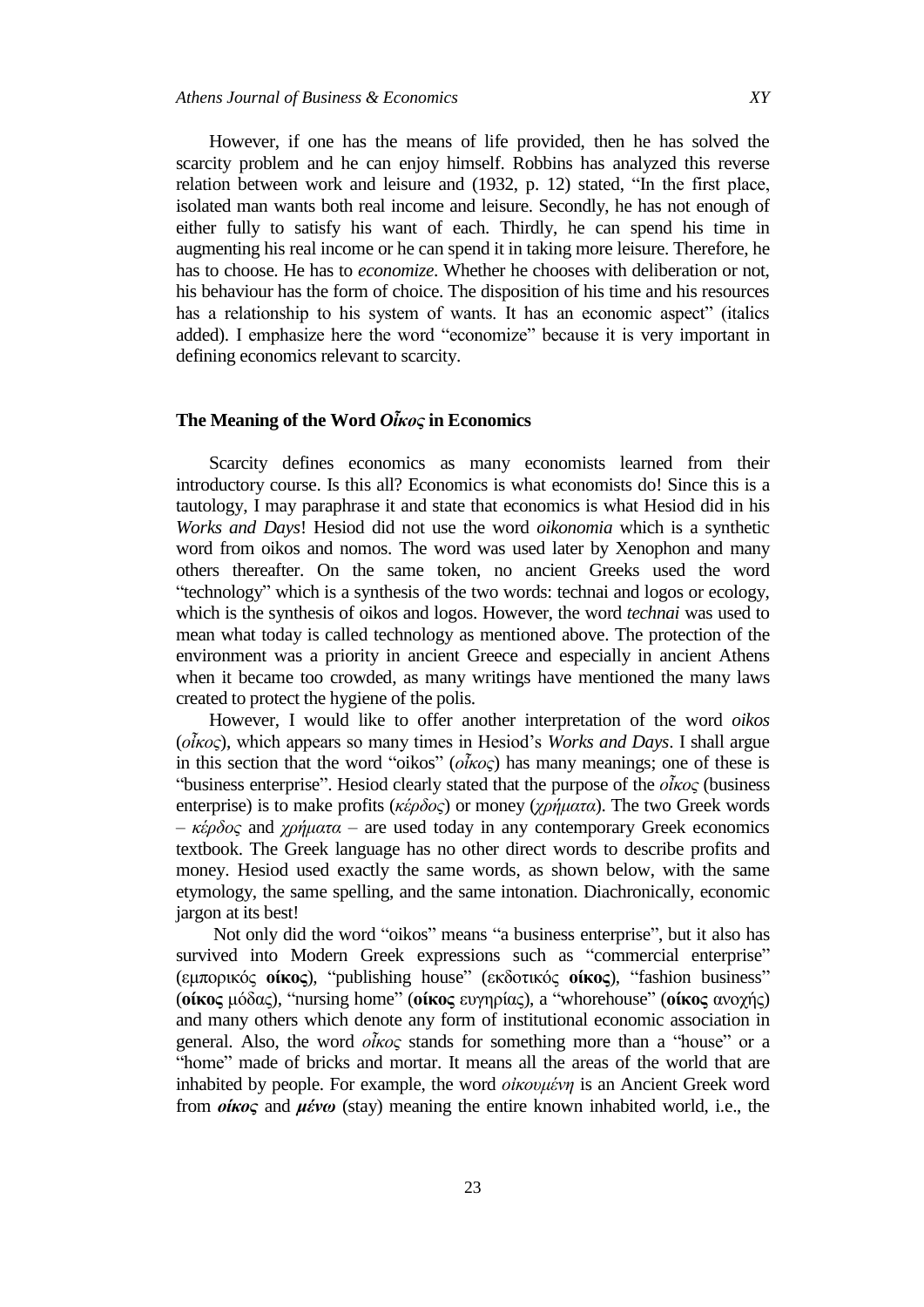However, if one has the means of life provided, then he has solved the scarcity problem and he can enjoy himself. Robbins has analyzed this reverse relation between work and leisure and (1932, p. 12) stated, "In the first place, isolated man wants both real income and leisure. Secondly, he has not enough of either fully to satisfy his want of each. Thirdly, he can spend his time in augmenting his real income or he can spend it in taking more leisure. Therefore, he has to choose. He has to *economize*. Whether he chooses with deliberation or not, his behaviour has the form of choice. The disposition of his time and his resources has a relationship to his system of wants. It has an economic aspect" (italics added). I emphasize here the word "economize" because it is very important in defining economics relevant to scarcity.

## The Meaning of the Word *Oἶκος* in Economics

Scarcity defines economics as many economists learned from their introductory course. Is this all? Economics is what economists do! Since this is a tautology, I may paraphrase it and state that economics is what Hesiod did in his *Works and Days*! Hesiod did not use the word *oikonomia* which is a synthetic word from oikos and nomos. The word was used later by Xenophon and many others thereafter. On the same token, no ancient Greeks used the word "technology" which is a synthesis of the two words: technai and logos or ecology, which is the synthesis of oikos and logos. However, the word *technai* was used to mean what today is called technology as mentioned above. The protection of the environment was a priority in ancient Greece and especially in ancient Athens when it became too crowded, as many writings have mentioned the many laws created to protect the hygiene of the polis.

However, I would like to offer another interpretation of the word *oikos* (*οἶκος*), which appears so many times in Hesiod's *Works and Days*. I shall argue in this section that the word "oikos" (*οἶκος*) has many meanings; one of these is "business enterprise". Hesiod clearly stated that the purpose of the *οἶκος* (business enterprise) is to make profits (*κέρδος*) or money (*χρήματα*). The two Greek words – *κέρδος* and *χρήματα* – are used today in any contemporary Greek economics textbook. The Greek language has no other direct words to describe profits and money. Hesiod used exactly the same words, as shown below, with the same etymology, the same spelling, and the same intonation. Diachronically, economic jargon at its best!

Not only did the word "oikos" means "a business enterprise", but it also has survived into Modern Greek expressions such as "commercial enterprise" (εμπορικός **οίκος**), "publishing house" (εκδοτικός **οίκος**), "fashion business" (**οίκος** μόδας), "nursing home" (**οίκος** ευγηρίας), a "whorehouse" (**οίκος** ανοχής) and many others which denote any form of institutional economic association in general. Also, the word *οἶκος* stands for something more than a "house" or a "home" made of bricks and mortar. It means all the areas of the world that are inhabited by people. For example, the word *οἰκουμένη* is an Ancient Greek word from ***οίκος*** and ***μένω*** (stay) meaning the entire known inhabited world, i.e., the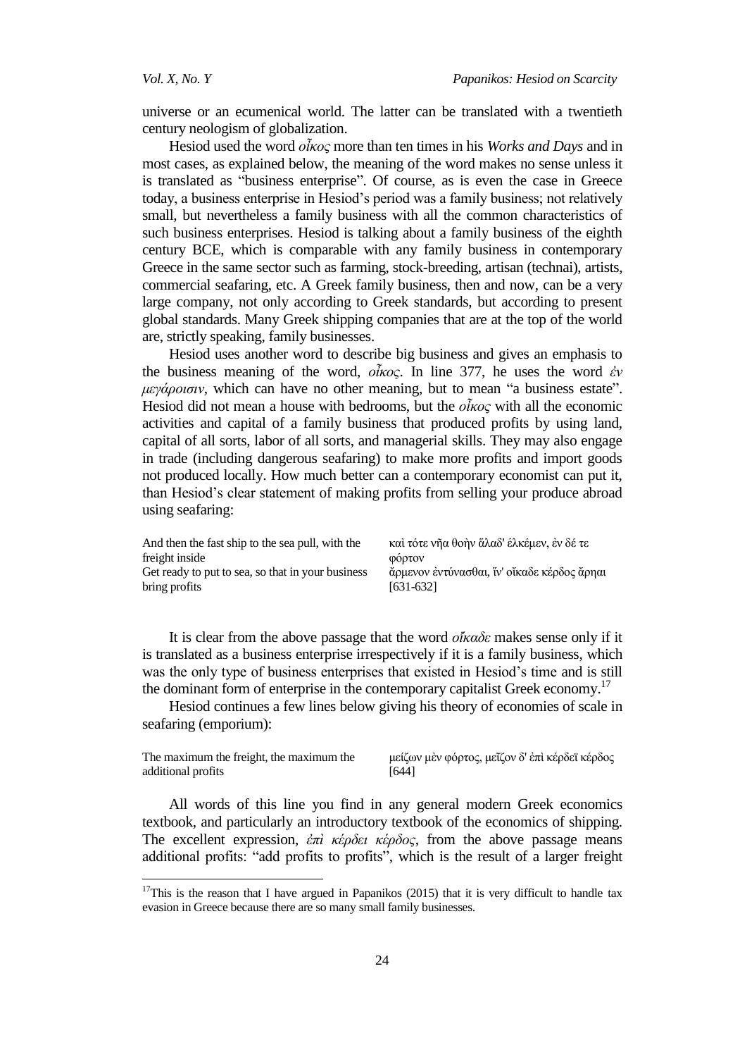universe or an ecumenical world. The latter can be translated with a twentieth century neologism of globalization.

Hesiod used the word *οἶκος* more than ten times in his *Works and Days* and in most cases, as explained below, the meaning of the word makes no sense unless it is translated as "business enterprise". Of course, as is even the case in Greece today, a business enterprise in Hesiod's period was a family business; not relatively small, but nevertheless a family business with all the common characteristics of such business enterprises. Hesiod is talking about a family business of the eighth century BCE, which is comparable with any family business in contemporary Greece in the same sector such as farming, stock-breeding, artisan (technai), artists, commercial seafaring, etc. A Greek family business, then and now, can be a very large company, not only according to Greek standards, but according to present global standards. Many Greek shipping companies that are at the top of the world are, strictly speaking, family businesses.

Hesiod uses another word to describe big business and gives an emphasis to the business meaning of the word, *οἶκος*. In line 377, he uses the word *ἐν μεγάροισιν*, which can have no other meaning, but to mean "a business estate". Hesiod did not mean a house with bedrooms, but the *οἶκος* with all the economic activities and capital of a family business that produced profits by using land, capital of all sorts, labor of all sorts, and managerial skills. They may also engage in trade (including dangerous seafaring) to make more profits and import goods not produced locally. How much better can a contemporary economist can put it, than Hesiod's clear statement of making profits from selling your produce abroad using seafaring:

| | |
|---|---|
| And then the fast ship to the sea pull, with the freight inside<br>Get ready to put to sea, so that in your business bring profits | καὶ τότε νῆα θοὴν ἅλαδ' ἑλκέμεν, ἐν δέ τε φόρτον<br>ἄρμενον ἐντύνασθαι, ἵν' οἴκαδε κέρδος ἄρηαι [631-632] |

It is clear from the above passage that the word *οἴκαδε* makes sense only if it is translated as a business enterprise irrespectively if it is a family business, which was the only type of business enterprises that existed in Hesiod's time and is still the dominant form of enterprise in the contemporary capitalist Greek economy.[17]

Hesiod continues a few lines below giving his theory of economies of scale in seafaring (emporium):

| | |
|---|---|
| The maximum the freight, the maximum the additional profits | μείζων μὲν φόρτος, μεῖζον δ' ἐπὶ κέρδεϊ κέρδος [644] |

All words of this line you find in any general modern Greek economics textbook, and particularly an introductory textbook of the economics of shipping. The excellent expression, *ἐπὶ κέρδει κέρδος*, from the above passage means additional profits: "add profits to profits", which is the result of a larger freight

[17]This is the reason that I have argued in Papanikos (2015) that it is very difficult to handle tax evasion in Greece because there are so many small family businesses.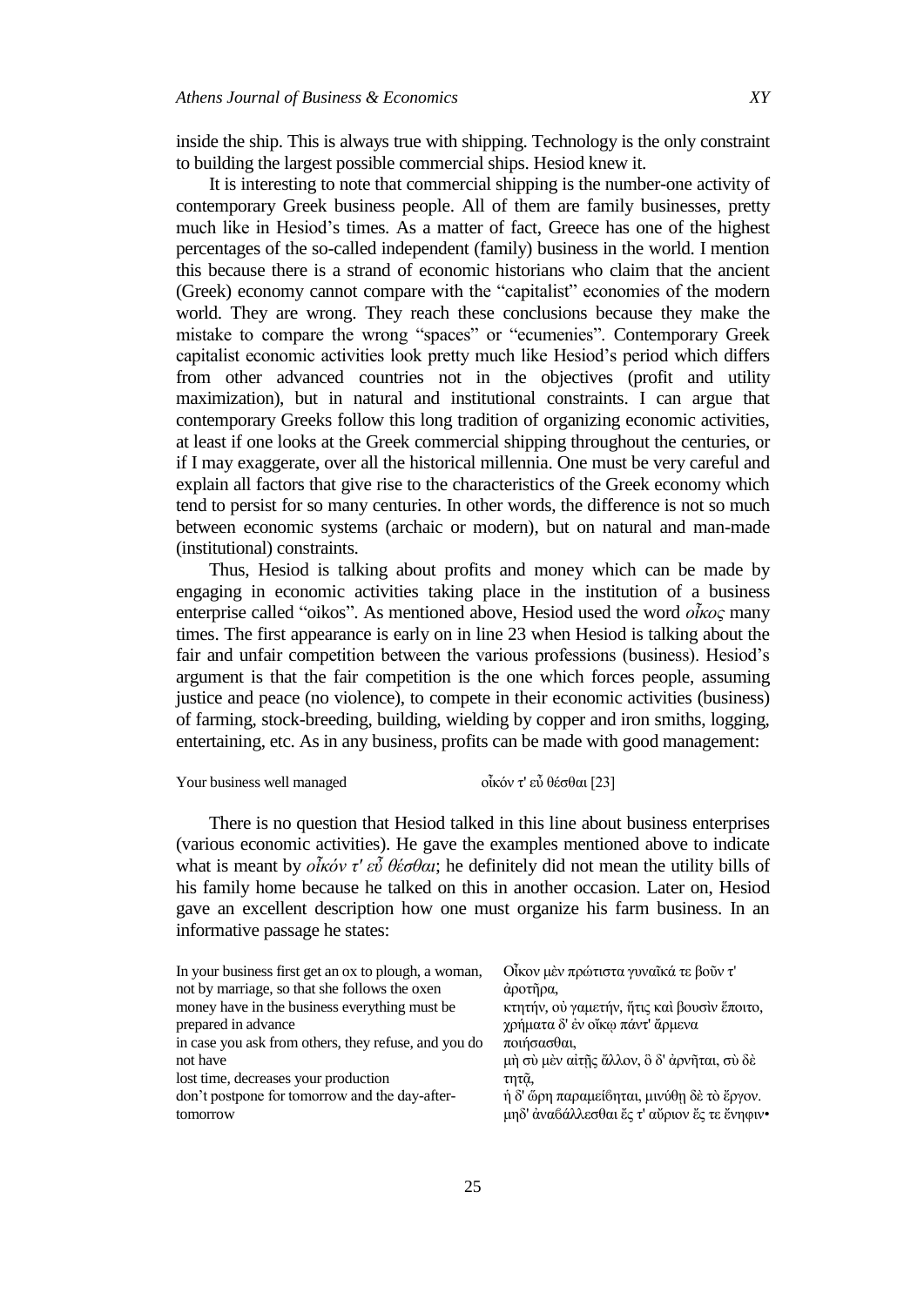inside the ship. This is always true with shipping. Technology is the only constraint to building the largest possible commercial ships. Hesiod knew it.

It is interesting to note that commercial shipping is the number-one activity of contemporary Greek business people. All of them are family businesses, pretty much like in Hesiod's times. As a matter of fact, Greece has one of the highest percentages of the so-called independent (family) business in the world. I mention this because there is a strand of economic historians who claim that the ancient (Greek) economy cannot compare with the "capitalist" economies of the modern world. They are wrong. They reach these conclusions because they make the mistake to compare the wrong "spaces" or "ecumenies". Contemporary Greek capitalist economic activities look pretty much like Hesiod's period which differs from other advanced countries not in the objectives (profit and utility maximization), but in natural and institutional constraints. I can argue that contemporary Greeks follow this long tradition of organizing economic activities, at least if one looks at the Greek commercial shipping throughout the centuries, or if I may exaggerate, over all the historical millennia. One must be very careful and explain all factors that give rise to the characteristics of the Greek economy which tend to persist for so many centuries. In other words, the difference is not so much between economic systems (archaic or modern), but on natural and man-made (institutional) constraints.

Thus, Hesiod is talking about profits and money which can be made by engaging in economic activities taking place in the institution of a business enterprise called "oikos". As mentioned above, Hesiod used the word *οἶκος* many times. The first appearance is early on in line 23 when Hesiod is talking about the fair and unfair competition between the various professions (business). Hesiod's argument is that the fair competition is the one which forces people, assuming justice and peace (no violence), to compete in their economic activities (business) of farming, stock-breeding, building, wielding by copper and iron smiths, logging, entertaining, etc. As in any business, profits can be made with good management:

| | |
|---|---|
| Your business well managed | οἶκόν τ' εὖ θέσθαι [23] |

There is no question that Hesiod talked in this line about business enterprises (various economic activities). He gave the examples mentioned above to indicate what is meant by *οἶκόν τ' εὖ θέσθαι*; he definitely did not mean the utility bills of his family home because he talked on this in another occasion. Later on, Hesiod gave an excellent description how one must organize his farm business. In an informative passage he states:

| | |
|---|---|
| In your business first get an ox to plough, a woman, | Οἶκον μὲν πρώτιστα γυναῖκά τε βοῦν τ' ἀροτῆρα, |
| not by marriage, so that she follows the oxen | κτητήν, οὐ γαμετήν, ἥτις καὶ βουσὶν ἕποιτο, |
| money have in the business everything must be prepared in advance | χρήματα δ' ἐν οἴκῳ πάντ' ἄρμενα ποιήσασθαι, |
| in case you ask from others, they refuse, and you do not have | μὴ σὺ μὲν αἰτῇς ἄλλον, ὃ δ' ἀρνῆται, σὺ δὲ τητᾷ, |
| lost time, decreases your production | ἡ δ' ὥρη παραμείβηται, μινύθῃ δὲ τὸ ἔργον. |
| don't postpone for tomorrow and the day-after-tomorrow | μηδ' ἀναβάλλεσθαι ἔς τ' αὔριον ἔς τε ἔνηφιν• |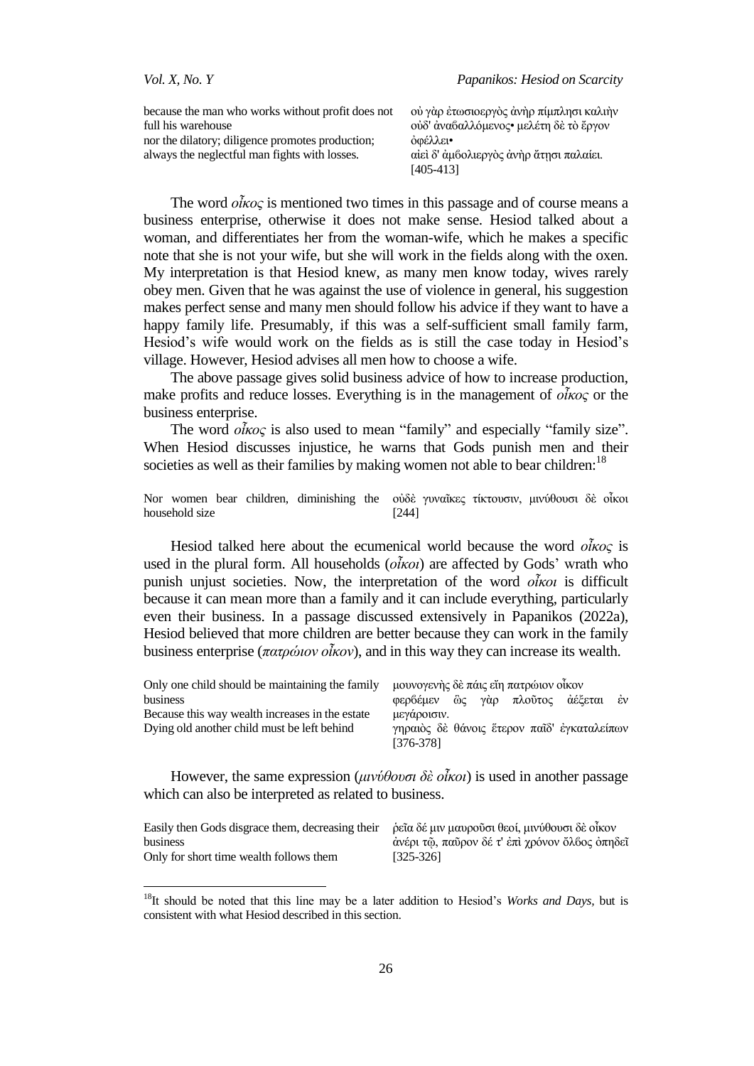| | |
|---|---|
| because the man who works without profit does not full his warehouse<br>nor the dilatory; diligence promotes production;<br>always the neglectful man fights with losses. | οὐ γὰρ ἐτωσιοεργὸς ἀνὴρ πίμπλησι καλιὴν<br>οὐδ' ἀναϐαλλόμενος• μελέτη δὲ τὸ ἔργον ὀφέλλει•<br>αἰεὶ δ' ἀμϐολιεργὸς ἀνὴρ ἄτησι παλαίει.<br>[405-413] |

The word *οἶκος* is mentioned two times in this passage and of course means a business enterprise, otherwise it does not make sense. Hesiod talked about a woman, and differentiates her from the woman-wife, which he makes a specific note that she is not your wife, but she will work in the fields along with the oxen. My interpretation is that Hesiod knew, as many men know today, wives rarely obey men. Given that he was against the use of violence in general, his suggestion makes perfect sense and many men should follow his advice if they want to have a happy family life. Presumably, if this was a self-sufficient small family farm, Hesiod's wife would work on the fields as is still the case today in Hesiod's village. However, Hesiod advises all men how to choose a wife.

The above passage gives solid business advice of how to increase production, make profits and reduce losses. Everything is in the management of *οἶκος* or the business enterprise.

The word *οἶκος* is also used to mean "family" and especially "family size". When Hesiod discusses injustice, he warns that Gods punish men and their societies as well as their families by making women not able to bear children:[18]

| | |
|---|---|
| Nor women bear children, diminishing the household size | οὐδὲ γυναῖκες τίκτουσιν, μινύθουσι δὲ οἶκοι<br>[244] |

Hesiod talked here about the ecumenical world because the word *οἶκος* is used in the plural form. All households (*οἶκοι*) are affected by Gods' wrath who punish unjust societies. Now, the interpretation of the word *οἶκοι* is difficult because it can mean more than a family and it can include everything, particularly even their business. In a passage discussed extensively in Papanikos (2022a), Hesiod believed that more children are better because they can work in the family business enterprise (*πατρώιον οἶκον*), and in this way they can increase its wealth.

| | |
|---|---|
| Only one child should be maintaining the family business<br>Because this way wealth increases in the estate<br>Dying old another child must be left behind | μουνογενὴς δὲ πάις εἴη πατρώιον οἶκον<br>φερβέμεν ὣς γὰρ πλοῦτος ἀέξεται ἐν μεγάροισιν.<br>γηραιὸς δὲ θάνοις ἕτερον παῖδ' ἐγκαταλείπων<br>[376-378] |

However, the same expression (*μινύθουσι δὲ οἶκοι*) is used in another passage which can also be interpreted as related to business.

| | |
|---|---|
| Easily then Gods disgrace them, decreasing their business<br>Only for short time wealth follows them | ῥεῖα δέ μιν μαυροῦσι θεοί, μινύθουσι δὲ οἶκον<br>ἀνέρι τῷ, παῦρον δέ τ' ἐπὶ χρόνον ὄλϐος ὀπηδεῖ<br>[325-326] |

[18] It should be noted that this line may be a later addition to Hesiod's *Works and Days*, but is consistent with what Hesiod described in this section.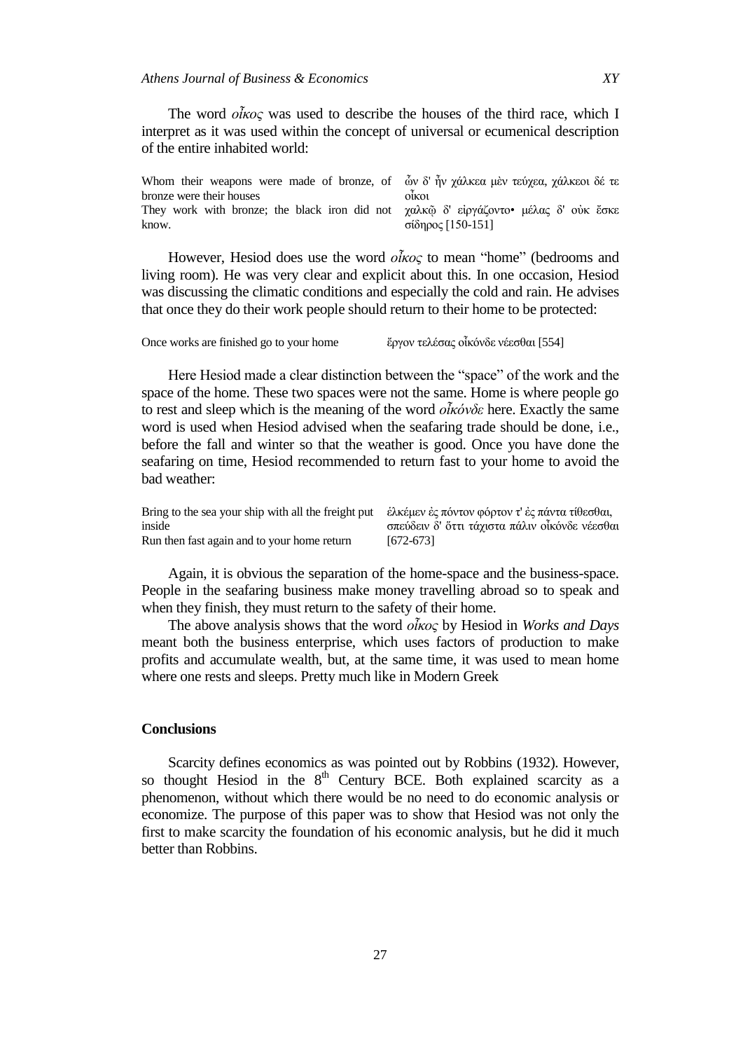The word *οἶκος* was used to describe the houses of the third race, which I interpret as it was used within the concept of universal or ecumenical description of the entire inhabited world:

| | |
|---|---|
| Whom their weapons were made of bronze, of bronze were their houses | ὧν δ' ἦν χάλκεα μὲν τεύχεα, χάλκεοι δέ τε οἶκοι |
| They work with bronze; the black iron did not know. | χαλκῷ δ' εἰργάζοντο• μέλας δ' οὐκ ἔσκε σίδηρος [150-151] |

However, Hesiod does use the word *οἶκος* to mean "home" (bedrooms and living room). He was very clear and explicit about this. In one occasion, Hesiod was discussing the climatic conditions and especially the cold and rain. He advises that once they do their work people should return to their home to be protected:

| | |
|---|---|
| Once works are finished go to your home | ἔργον τελέσας οἰκόνδε νέεσθαι [554] |

Here Hesiod made a clear distinction between the "space" of the work and the space of the home. These two spaces were not the same. Home is where people go to rest and sleep which is the meaning of the word *οἰκόνδε* here. Exactly the same word is used when Hesiod advised when the seafaring trade should be done, i.e., before the fall and winter so that the weather is good. Once you have done the seafaring on time, Hesiod recommended to return fast to your home to avoid the bad weather:

| | |
|---|---|
| Bring to the sea your ship with all the freight put inside | ἑλκέμεν ἐς πόντον φόρτον τ' ἐς πάντα τίθεσθαι, |
| Run then fast again and to your home return | σπεύδειν δ' ὅττι τάχιστα πάλιν οἰκόνδε νέεσθαι [672-673] |

Again, it is obvious the separation of the home-space and the business-space. People in the seafaring business make money travelling abroad so to speak and when they finish, they must return to the safety of their home.

The above analysis shows that the word *οἶκος* by Hesiod in *Works and Days* meant both the business enterprise, which uses factors of production to make profits and accumulate wealth, but, at the same time, it was used to mean home where one rests and sleeps. Pretty much like in Modern Greek

## Conclusions

Scarcity defines economics as was pointed out by Robbins (1932). However, so thought Hesiod in the 8th Century BCE. Both explained scarcity as a phenomenon, without which there would be no need to do economic analysis or economize. The purpose of this paper was to show that Hesiod was not only the first to make scarcity the foundation of his economic analysis, but he did it much better than Robbins.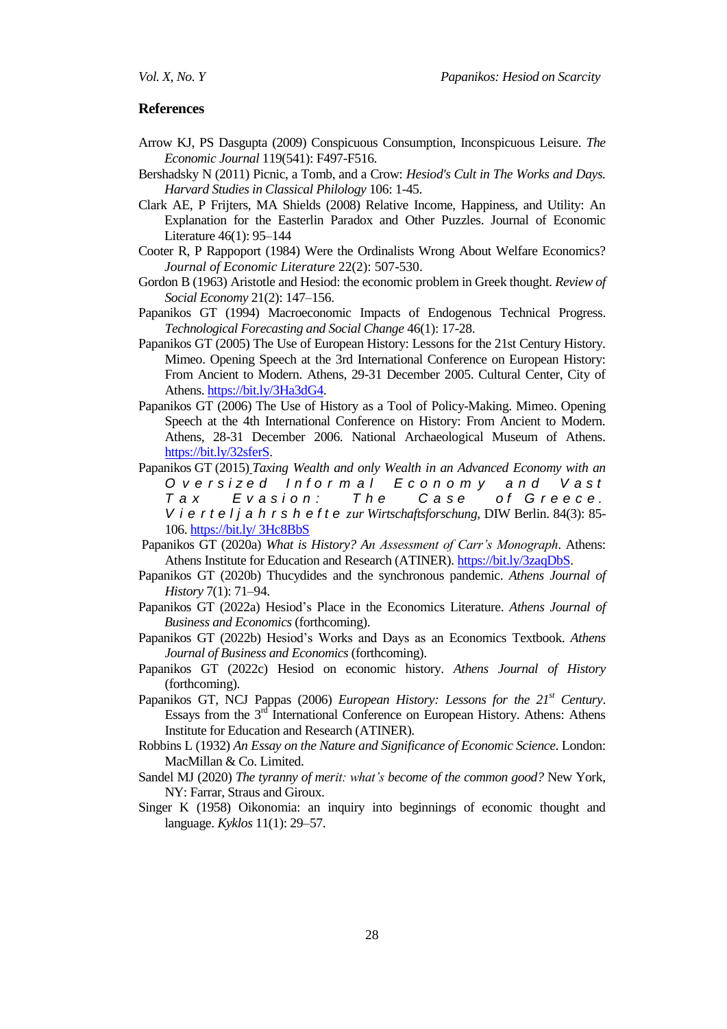## References

Arrow KJ, PS Dasgupta (2009) Conspicuous Consumption, Inconspicuous Leisure. *The Economic Journal* 119(541): F497-F516.

Bershadsky N (2011) Picnic, a Tomb, and a Crow: *Hesiod's Cult in The Works and Days. Harvard Studies in Classical Philology* 106: 1-45.

Clark AE, P Frijters, MA Shields (2008) Relative Income, Happiness, and Utility: An Explanation for the Easterlin Paradox and Other Puzzles. Journal of Economic Literature 46(1): 95–144

Cooter R, P Rappoport (1984) Were the Ordinalists Wrong About Welfare Economics? *Journal of Economic Literature* 22(2): 507-530.

Gordon B (1963) Aristotle and Hesiod: the economic problem in Greek thought. *Review of Social Economy* 21(2): 147–156.

Papanikos GT (1994) Macroeconomic Impacts of Endogenous Technical Progress. *Technological Forecasting and Social Change* 46(1): 17-28.

Papanikos GT (2005) The Use of European History: Lessons for the 21st Century History. Mimeo. Opening Speech at the 3rd International Conference on European History: From Ancient to Modern. Athens, 29-31 December 2005. Cultural Center, City of Athens. https://bit.ly/3Ha3dG4.

Papanikos GT (2006) The Use of History as a Tool of Policy-Making. Mimeo. Opening Speech at the 4th International Conference on History: From Ancient to Modern. Athens, 28-31 December 2006. National Archaeological Museum of Athens. https://bit.ly/32sferS.

Papanikos GT (2015) *Taxing Wealth and only Wealth in an Advanced Economy with an Oversized Informal Economy and Vast Tax Evasion: The Case of Greece. Vierteljahrshefte zur Wirtschaftsforschung*, DIW Berlin. 84(3): 85-106. https://bit.ly/ 3Hc8BbS

Papanikos GT (2020a) *What is History? An Assessment of Carr's Monograph*. Athens: Athens Institute for Education and Research (ATINER). https://bit.ly/3zaqDbS.

Papanikos GT (2020b) Thucydides and the synchronous pandemic. *Athens Journal of History* 7(1): 71–94.

Papanikos GT (2022a) Hesiod's Place in the Economics Literature. *Athens Journal of Business and Economics* (forthcoming).

Papanikos GT (2022b) Hesiod's Works and Days as an Economics Textbook. *Athens Journal of Business and Economics* (forthcoming).

Papanikos GT (2022c) Hesiod on economic history. *Athens Journal of History* (forthcoming).

Papanikos GT, NCJ Pappas (2006) *European History: Lessons for the 21st Century*. Essays from the 3rd International Conference on European History. Athens: Athens Institute for Education and Research (ATINER).

Robbins L (1932) *An Essay on the Nature and Significance of Economic Science*. London: MacMillan & Co. Limited.

Sandel MJ (2020) *The tyranny of merit: what's become of the common good?* New York, NY: Farrar, Straus and Giroux.

Singer K (1958) Oikonomia: an inquiry into beginnings of economic thought and language. *Kyklos* 11(1): 29–57.